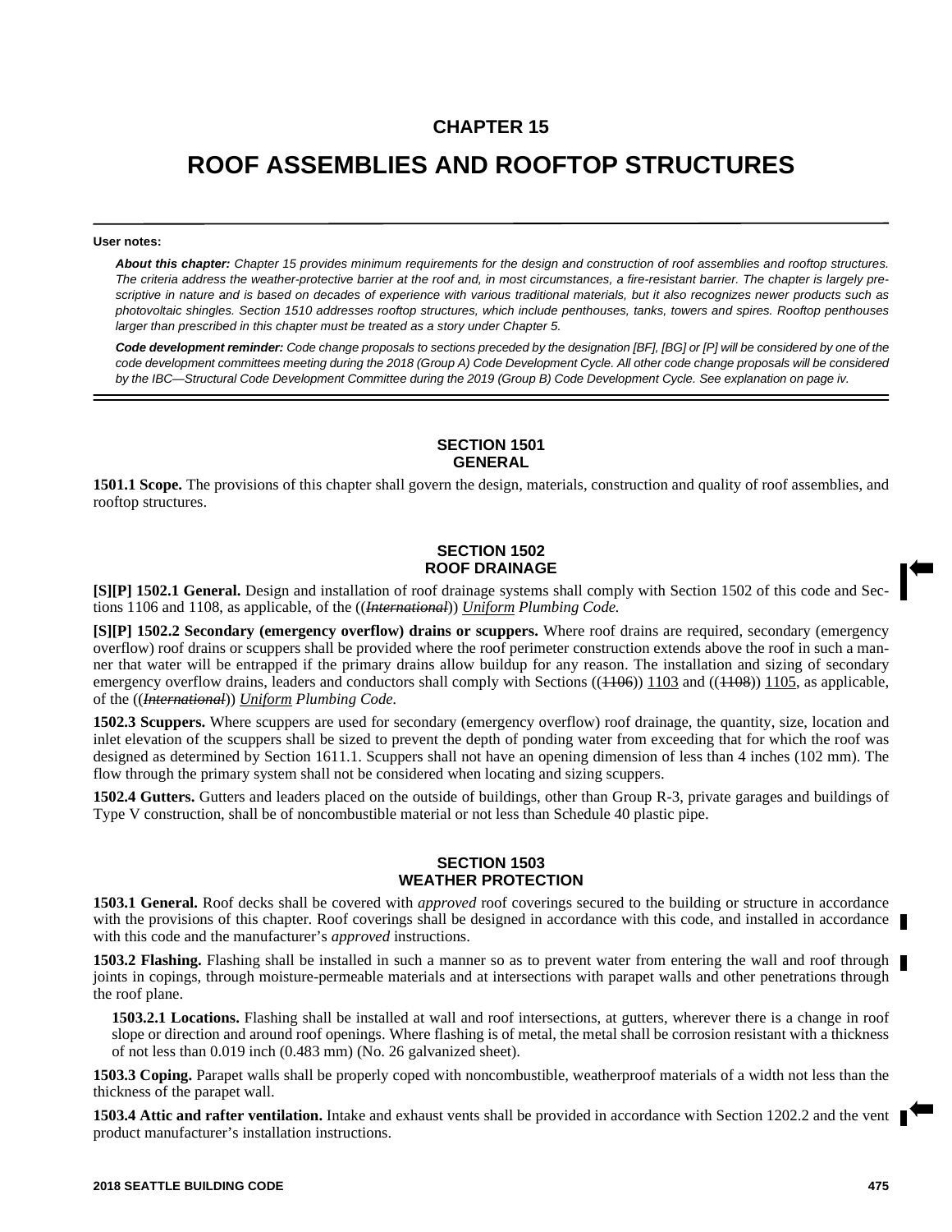# CHAPTER 15

# ROOF ASSEMBLIES AND ROOFTOP STRUCTURES

**User notes:**

***About this chapter:*** *Chapter 15 provides minimum requirements for the design and construction of roof assemblies and rooftop structures. The criteria address the weather-protective barrier at the roof and, in most circumstances, a fire-resistant barrier. The chapter is largely prescriptive in nature and is based on decades of experience with various traditional materials, but it also recognizes newer products such as photovoltaic shingles. Section 1510 addresses rooftop structures, which include penthouses, tanks, towers and spires. Rooftop penthouses larger than prescribed in this chapter must be treated as a story under Chapter 5.*

***Code development reminder:*** *Code change proposals to sections preceded by the designation [BF], [BG] or [P] will be considered by one of the code development committees meeting during the 2018 (Group A) Code Development Cycle. All other code change proposals will be considered by the IBC—Structural Code Development Committee during the 2019 (Group B) Code Development Cycle. See explanation on page iv.*

## SECTION 1501 GENERAL

**1501.1 Scope.** The provisions of this chapter shall govern the design, materials, construction and quality of roof assemblies, and rooftop structures.

## SECTION 1502 ROOF DRAINAGE

**[S][P] 1502.1 General.** Design and installation of roof drainage systems shall comply with Section 1502 of this code and Sections 1106 and 1108, as applicable, of the ((~~*International*~~)) <u>*Uniform*</u> *Plumbing Code.*

**[S][P] 1502.2 Secondary (emergency overflow) drains or scuppers.** Where roof drains are required, secondary (emergency overflow) roof drains or scuppers shall be provided where the roof perimeter construction extends above the roof in such a manner that water will be entrapped if the primary drains allow buildup for any reason. The installation and sizing of secondary emergency overflow drains, leaders and conductors shall comply with Sections ((~~1106~~)) <u>1103</u> and ((~~1108~~)) <u>1105</u>, as applicable, of the ((~~*International*~~)) <u>*Uniform*</u> *Plumbing Code.*

**1502.3 Scuppers.** Where scuppers are used for secondary (emergency overflow) roof drainage, the quantity, size, location and inlet elevation of the scuppers shall be sized to prevent the depth of ponding water from exceeding that for which the roof was designed as determined by Section 1611.1. Scuppers shall not have an opening dimension of less than 4 inches (102 mm). The flow through the primary system shall not be considered when locating and sizing scuppers.

**1502.4 Gutters.** Gutters and leaders placed on the outside of buildings, other than Group R-3, private garages and buildings of Type V construction, shall be of noncombustible material or not less than Schedule 40 plastic pipe.

## SECTION 1503 WEATHER PROTECTION

**1503.1 General.** Roof decks shall be covered with *approved* roof coverings secured to the building or structure in accordance with the provisions of this chapter. Roof coverings shall be designed in accordance with this code, and installed in accordance with this code and the manufacturer's *approved* instructions.

**1503.2 Flashing.** Flashing shall be installed in such a manner so as to prevent water from entering the wall and roof through joints in copings, through moisture-permeable materials and at intersections with parapet walls and other penetrations through the roof plane.

**1503.2.1 Locations.** Flashing shall be installed at wall and roof intersections, at gutters, wherever there is a change in roof slope or direction and around roof openings. Where flashing is of metal, the metal shall be corrosion resistant with a thickness of not less than 0.019 inch (0.483 mm) (No. 26 galvanized sheet).

**1503.3 Coping.** Parapet walls shall be properly coped with noncombustible, weatherproof materials of a width not less than the thickness of the parapet wall.

**1503.4 Attic and rafter ventilation.** Intake and exhaust vents shall be provided in accordance with Section 1202.2 and the vent product manufacturer's installation instructions.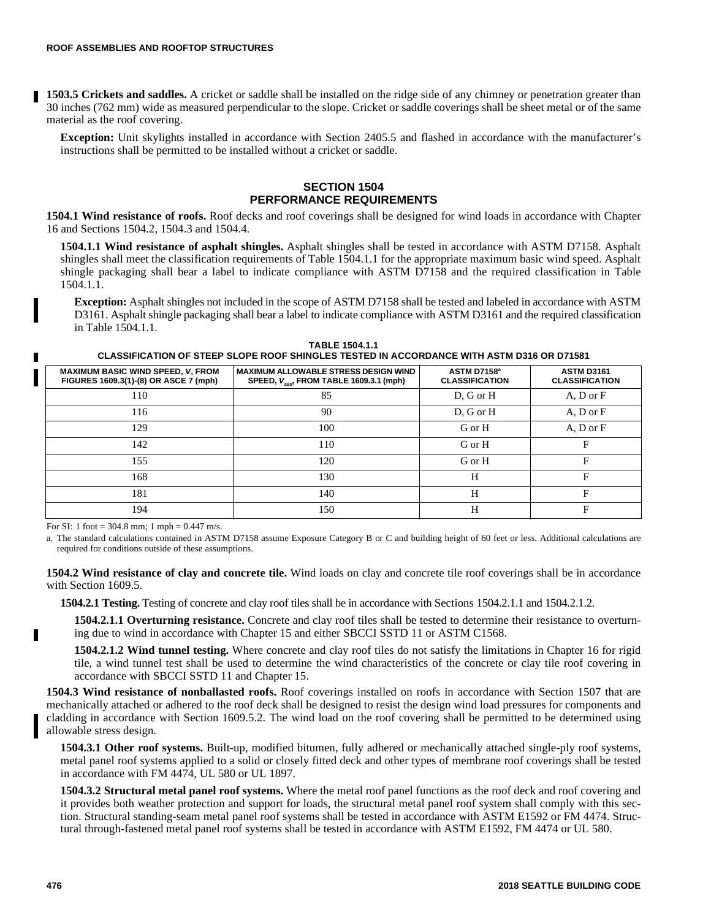**1503.5 Crickets and saddles.** A cricket or saddle shall be installed on the ridge side of any chimney or penetration greater than 30 inches (762 mm) wide as measured perpendicular to the slope. Cricket or saddle coverings shall be sheet metal or of the same material as the roof covering.

**Exception:** Unit skylights installed in accordance with Section 2405.5 and flashed in accordance with the manufacturer's instructions shall be permitted to be installed without a cricket or saddle.

## SECTION 1504 PERFORMANCE REQUIREMENTS

**1504.1 Wind resistance of roofs.** Roof decks and roof coverings shall be designed for wind loads in accordance with Chapter 16 and Sections 1504.2, 1504.3 and 1504.4.

**1504.1.1 Wind resistance of asphalt shingles.** Asphalt shingles shall be tested in accordance with ASTM D7158. Asphalt shingles shall meet the classification requirements of Table 1504.1.1 for the appropriate maximum basic wind speed. Asphalt shingle packaging shall bear a label to indicate compliance with ASTM D7158 and the required classification in Table 1504.1.1.

**Exception:** Asphalt shingles not included in the scope of ASTM D7158 shall be tested and labeled in accordance with ASTM D3161. Asphalt shingle packaging shall bear a label to indicate compliance with ASTM D3161 and the required classification in Table 1504.1.1.

**TABLE 1504.1.1**
**CLASSIFICATION OF STEEP SLOPE ROOF SHINGLES TESTED IN ACCORDANCE WITH ASTM D316 OR D71581**

| MAXIMUM BASIC WIND SPEED, *V*, FROM FIGURES 1609.3(1)-(8) OR ASCE 7 (mph) | MAXIMUM ALLOWABLE STRESS DESIGN WIND SPEED, $V_{asd}$, FROM TABLE 1609.3.1 (mph) | ASTM D7158[a] CLASSIFICATION | ASTM D3161 CLASSIFICATION |
|---|---|---|---|
| 110 | 85 | D, G or H | A, D or F |
| 116 | 90 | D, G or H | A, D or F |
| 129 | 100 | G or H | A, D or F |
| 142 | 110 | G or H | F |
| 155 | 120 | G or H | F |
| 168 | 130 | H | F |
| 181 | 140 | H | F |
| 194 | 150 | H | F |

For SI: 1 foot = 304.8 mm; 1 mph = 0.447 m/s.

a. The standard calculations contained in ASTM D7158 assume Exposure Category B or C and building height of 60 feet or less. Additional calculations are required for conditions outside of these assumptions.

**1504.2 Wind resistance of clay and concrete tile.** Wind loads on clay and concrete tile roof coverings shall be in accordance with Section 1609.5.

**1504.2.1 Testing.** Testing of concrete and clay roof tiles shall be in accordance with Sections 1504.2.1.1 and 1504.2.1.2.

**1504.2.1.1 Overturning resistance.** Concrete and clay roof tiles shall be tested to determine their resistance to overturning due to wind in accordance with Chapter 15 and either SBCCI SSTD 11 or ASTM C1568.

**1504.2.1.2 Wind tunnel testing.** Where concrete and clay roof tiles do not satisfy the limitations in Chapter 16 for rigid tile, a wind tunnel test shall be used to determine the wind characteristics of the concrete or clay tile roof covering in accordance with SBCCI SSTD 11 and Chapter 15.

**1504.3 Wind resistance of nonballasted roofs.** Roof coverings installed on roofs in accordance with Section 1507 that are mechanically attached or adhered to the roof deck shall be designed to resist the design wind load pressures for components and cladding in accordance with Section 1609.5.2. The wind load on the roof covering shall be permitted to be determined using allowable stress design.

**1504.3.1 Other roof systems.** Built-up, modified bitumen, fully adhered or mechanically attached single-ply roof systems, metal panel roof systems applied to a solid or closely fitted deck and other types of membrane roof coverings shall be tested in accordance with FM 4474, UL 580 or UL 1897.

**1504.3.2 Structural metal panel roof systems.** Where the metal roof panel functions as the roof deck and roof covering and it provides both weather protection and support for loads, the structural metal panel roof system shall comply with this section. Structural standing-seam metal panel roof systems shall be tested in accordance with ASTM E1592 or FM 4474. Structural through-fastened metal panel roof systems shall be tested in accordance with ASTM E1592, FM 4474 or UL 580.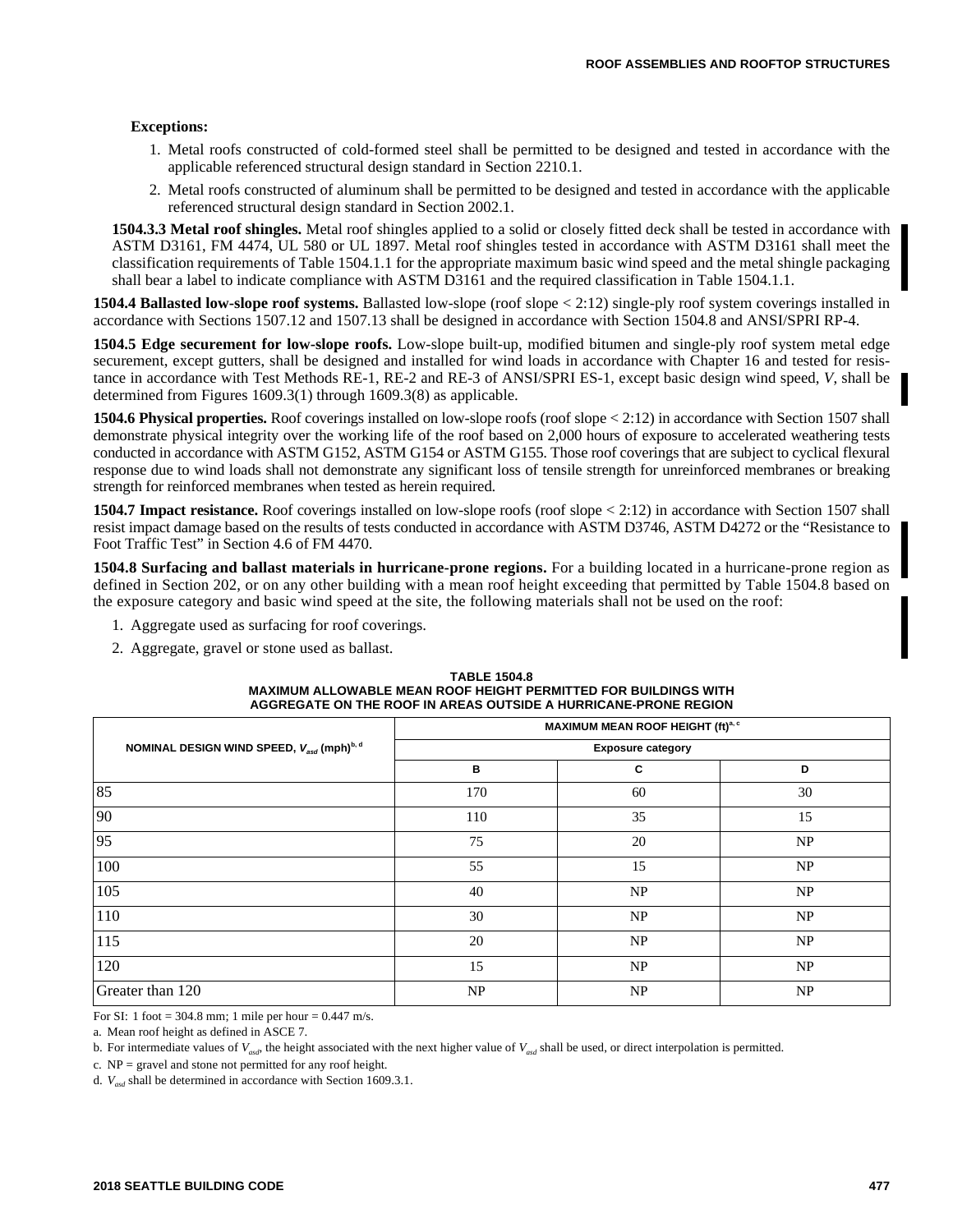**Exceptions:**

1. Metal roofs constructed of cold-formed steel shall be permitted to be designed and tested in accordance with the applicable referenced structural design standard in Section 2210.1.
2. Metal roofs constructed of aluminum shall be permitted to be designed and tested in accordance with the applicable referenced structural design standard in Section 2002.1.

**1504.3.3 Metal roof shingles.** Metal roof shingles applied to a solid or closely fitted deck shall be tested in accordance with ASTM D3161, FM 4474, UL 580 or UL 1897. Metal roof shingles tested in accordance with ASTM D3161 shall meet the classification requirements of Table 1504.1.1 for the appropriate maximum basic wind speed and the metal shingle packaging shall bear a label to indicate compliance with ASTM D3161 and the required classification in Table 1504.1.1.

**1504.4 Ballasted low-slope roof systems.** Ballasted low-slope (roof slope < 2:12) single-ply roof system coverings installed in accordance with Sections 1507.12 and 1507.13 shall be designed in accordance with Section 1504.8 and ANSI/SPRI RP-4.

**1504.5 Edge securement for low-slope roofs.** Low-slope built-up, modified bitumen and single-ply roof system metal edge securement, except gutters, shall be designed and installed for wind loads in accordance with Chapter 16 and tested for resistance in accordance with Test Methods RE-1, RE-2 and RE-3 of ANSI/SPRI ES-1, except basic design wind speed, $V$, shall be determined from Figures 1609.3(1) through 1609.3(8) as applicable.

**1504.6 Physical properties.** Roof coverings installed on low-slope roofs (roof slope < 2:12) in accordance with Section 1507 shall demonstrate physical integrity over the working life of the roof based on 2,000 hours of exposure to accelerated weathering tests conducted in accordance with ASTM G152, ASTM G154 or ASTM G155. Those roof coverings that are subject to cyclical flexural response due to wind loads shall not demonstrate any significant loss of tensile strength for unreinforced membranes or breaking strength for reinforced membranes when tested as herein required.

**1504.7 Impact resistance.** Roof coverings installed on low-slope roofs (roof slope < 2:12) in accordance with Section 1507 shall resist impact damage based on the results of tests conducted in accordance with ASTM D3746, ASTM D4272 or the "Resistance to Foot Traffic Test" in Section 4.6 of FM 4470.

**1504.8 Surfacing and ballast materials in hurricane-prone regions.** For a building located in a hurricane-prone region as defined in Section 202, or on any other building with a mean roof height exceeding that permitted by Table 1504.8 based on the exposure category and basic wind speed at the site, the following materials shall not be used on the roof:

1. Aggregate used as surfacing for roof coverings.
2. Aggregate, gravel or stone used as ballast.

**TABLE 1504.8**
**MAXIMUM ALLOWABLE MEAN ROOF HEIGHT PERMITTED FOR BUILDINGS WITH AGGREGATE ON THE ROOF IN AREAS OUTSIDE A HURRICANE-PRONE REGION**

| NOMINAL DESIGN WIND SPEED, $V_{asd}$ (mph)[b, d] | MAXIMUM MEAN ROOF HEIGHT (ft)[a, c] | | |
|---|---|---|---|
| | Exposure category | | |
| | B | C | D |
| 85 | 170 | 60 | 30 |
| 90 | 110 | 35 | 15 |
| 95 | 75 | 20 | NP |
| 100 | 55 | 15 | NP |
| 105 | 40 | NP | NP |
| 110 | 30 | NP | NP |
| 115 | 20 | NP | NP |
| 120 | 15 | NP | NP |
| Greater than 120 | NP | NP | NP |

For SI: 1 foot = 304.8 mm; 1 mile per hour = 0.447 m/s.

a. Mean roof height as defined in ASCE 7.

b. For intermediate values of $V_{asd}$, the height associated with the next higher value of $V_{asd}$ shall be used, or direct interpolation is permitted.

c. NP = gravel and stone not permitted for any roof height.

d. $V_{asd}$ shall be determined in accordance with Section 1609.3.1.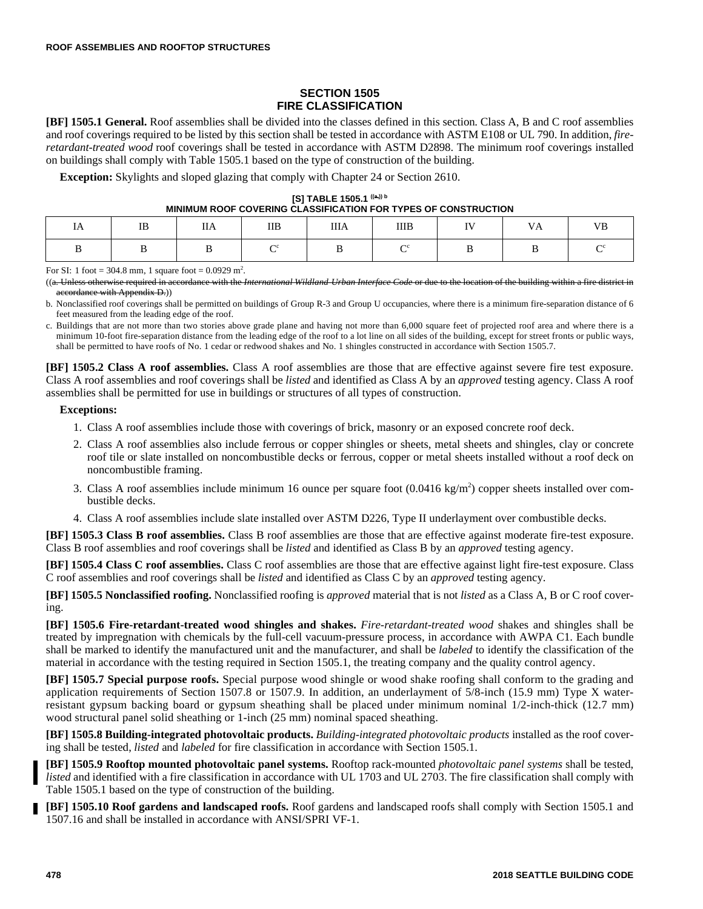## SECTION 1505 FIRE CLASSIFICATION

**[BF] 1505.1 General.** Roof assemblies shall be divided into the classes defined in this section. Class A, B and C roof assemblies and roof coverings required to be listed by this section shall be tested in accordance with ASTM E108 or UL 790. In addition, *fire-retardant-treated wood* roof coverings shall be tested in accordance with ASTM D2898. The minimum roof coverings installed on buildings shall comply with Table 1505.1 based on the type of construction of the building.

**Exception:** Skylights and sloped glazing that comply with Chapter 24 or Section 2610.

**[S] TABLE 1505.1 ((a,)) b**
**MINIMUM ROOF COVERING CLASSIFICATION FOR TYPES OF CONSTRUCTION**

| IA | IB | IIA | IIB | IIIA | IIIB | IV | VA | VB |
|---|---|---|---|---|---|---|---|---|
| B | B | B | C[c] | B | C[c] | B | B | C[c] |

For SI: 1 foot = 304.8 mm, 1 square foot = 0.0929 $m^2$.

((~~a. Unless otherwise required in accordance with the *International Wildland-Urban Interface Code* or due to the location of the building within a fire district in accordance with Appendix D.~~))

b. Nonclassified roof coverings shall be permitted on buildings of Group R-3 and Group U occupancies, where there is a minimum fire-separation distance of 6 feet measured from the leading edge of the roof.

c. Buildings that are not more than two stories above grade plane and having not more than 6,000 square feet of projected roof area and where there is a minimum 10-foot fire-separation distance from the leading edge of the roof to a lot line on all sides of the building, except for street fronts or public ways, shall be permitted to have roofs of No. 1 cedar or redwood shakes and No. 1 shingles constructed in accordance with Section 1505.7.

**[BF] 1505.2 Class A roof assemblies.** Class A roof assemblies are those that are effective against severe fire test exposure. Class A roof assemblies and roof coverings shall be *listed* and identified as Class A by an *approved* testing agency. Class A roof assemblies shall be permitted for use in buildings or structures of all types of construction.

**Exceptions:**

1. Class A roof assemblies include those with coverings of brick, masonry or an exposed concrete roof deck.
2. Class A roof assemblies also include ferrous or copper shingles or sheets, metal sheets and shingles, clay or concrete roof tile or slate installed on noncombustible decks or ferrous, copper or metal sheets installed without a roof deck on noncombustible framing.
3. Class A roof assemblies include minimum 16 ounce per square foot (0.0416 $kg/m^2$) copper sheets installed over combustible decks.
4. Class A roof assemblies include slate installed over ASTM D226, Type II underlayment over combustible decks.

**[BF] 1505.3 Class B roof assemblies.** Class B roof assemblies are those that are effective against moderate fire-test exposure. Class B roof assemblies and roof coverings shall be *listed* and identified as Class B by an *approved* testing agency.

**[BF] 1505.4 Class C roof assemblies.** Class C roof assemblies are those that are effective against light fire-test exposure. Class C roof assemblies and roof coverings shall be *listed* and identified as Class C by an *approved* testing agency.

**[BF] 1505.5 Nonclassified roofing.** Nonclassified roofing is *approved* material that is not *listed* as a Class A, B or C roof covering.

**[BF] 1505.6 Fire-retardant-treated wood shingles and shakes.** *Fire-retardant-treated wood* shakes and shingles shall be treated by impregnation with chemicals by the full-cell vacuum-pressure process, in accordance with AWPA C1. Each bundle shall be marked to identify the manufactured unit and the manufacturer, and shall be *labeled* to identify the classification of the material in accordance with the testing required in Section 1505.1, the treating company and the quality control agency.

**[BF] 1505.7 Special purpose roofs.** Special purpose wood shingle or wood shake roofing shall conform to the grading and application requirements of Section 1507.8 or 1507.9. In addition, an underlayment of 5/8-inch (15.9 mm) Type X water-resistant gypsum backing board or gypsum sheathing shall be placed under minimum nominal 1/2-inch-thick (12.7 mm) wood structural panel solid sheathing or 1-inch (25 mm) nominal spaced sheathing.

**[BF] 1505.8 Building-integrated photovoltaic products.** *Building-integrated photovoltaic products* installed as the roof covering shall be tested, *listed* and *labeled* for fire classification in accordance with Section 1505.1.

**[BF] 1505.9 Rooftop mounted photovoltaic panel systems.** Rooftop rack-mounted *photovoltaic panel systems* shall be tested, *listed* and identified with a fire classification in accordance with UL 1703 and UL 2703. The fire classification shall comply with Table 1505.1 based on the type of construction of the building.

**[BF] 1505.10 Roof gardens and landscaped roofs.** Roof gardens and landscaped roofs shall comply with Section 1505.1 and 1507.16 and shall be installed in accordance with ANSI/SPRI VF-1.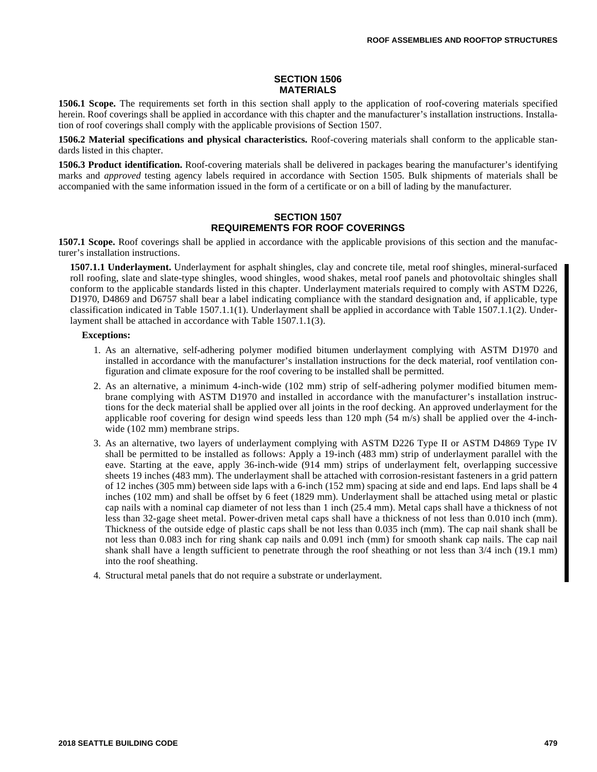## SECTION 1506 MATERIALS

**1506.1 Scope.** The requirements set forth in this section shall apply to the application of roof-covering materials specified herein. Roof coverings shall be applied in accordance with this chapter and the manufacturer's installation instructions. Installation of roof coverings shall comply with the applicable provisions of Section 1507.

**1506.2 Material specifications and physical characteristics.** Roof-covering materials shall conform to the applicable standards listed in this chapter.

**1506.3 Product identification.** Roof-covering materials shall be delivered in packages bearing the manufacturer's identifying marks and *approved* testing agency labels required in accordance with Section 1505. Bulk shipments of materials shall be accompanied with the same information issued in the form of a certificate or on a bill of lading by the manufacturer.

## SECTION 1507 REQUIREMENTS FOR ROOF COVERINGS

**1507.1 Scope.** Roof coverings shall be applied in accordance with the applicable provisions of this section and the manufacturer's installation instructions.

**1507.1.1 Underlayment.** Underlayment for asphalt shingles, clay and concrete tile, metal roof shingles, mineral-surfaced roll roofing, slate and slate-type shingles, wood shingles, wood shakes, metal roof panels and photovoltaic shingles shall conform to the applicable standards listed in this chapter. Underlayment materials required to comply with ASTM D226, D1970, D4869 and D6757 shall bear a label indicating compliance with the standard designation and, if applicable, type classification indicated in Table 1507.1.1(1). Underlayment shall be applied in accordance with Table 1507.1.1(2). Underlayment shall be attached in accordance with Table 1507.1.1(3).

**Exceptions:**

1. As an alternative, self-adhering polymer modified bitumen underlayment complying with ASTM D1970 and installed in accordance with the manufacturer's installation instructions for the deck material, roof ventilation configuration and climate exposure for the roof covering to be installed shall be permitted.
2. As an alternative, a minimum 4-inch-wide (102 mm) strip of self-adhering polymer modified bitumen membrane complying with ASTM D1970 and installed in accordance with the manufacturer's installation instructions for the deck material shall be applied over all joints in the roof decking. An approved underlayment for the applicable roof covering for design wind speeds less than 120 mph (54 m/s) shall be applied over the 4-inch-wide (102 mm) membrane strips.
3. As an alternative, two layers of underlayment complying with ASTM D226 Type II or ASTM D4869 Type IV shall be permitted to be installed as follows: Apply a 19-inch (483 mm) strip of underlayment parallel with the eave. Starting at the eave, apply 36-inch-wide (914 mm) strips of underlayment felt, overlapping successive sheets 19 inches (483 mm). The underlayment shall be attached with corrosion-resistant fasteners in a grid pattern of 12 inches (305 mm) between side laps with a 6-inch (152 mm) spacing at side and end laps. End laps shall be 4 inches (102 mm) and shall be offset by 6 feet (1829 mm). Underlayment shall be attached using metal or plastic cap nails with a nominal cap diameter of not less than 1 inch (25.4 mm). Metal caps shall have a thickness of not less than 32-gage sheet metal. Power-driven metal caps shall have a thickness of not less than 0.010 inch (mm). Thickness of the outside edge of plastic caps shall be not less than 0.035 inch (mm). The cap nail shank shall be not less than 0.083 inch for ring shank cap nails and 0.091 inch (mm) for smooth shank cap nails. The cap nail shank shall have a length sufficient to penetrate through the roof sheathing or not less than 3/4 inch (19.1 mm) into the roof sheathing.
4. Structural metal panels that do not require a substrate or underlayment.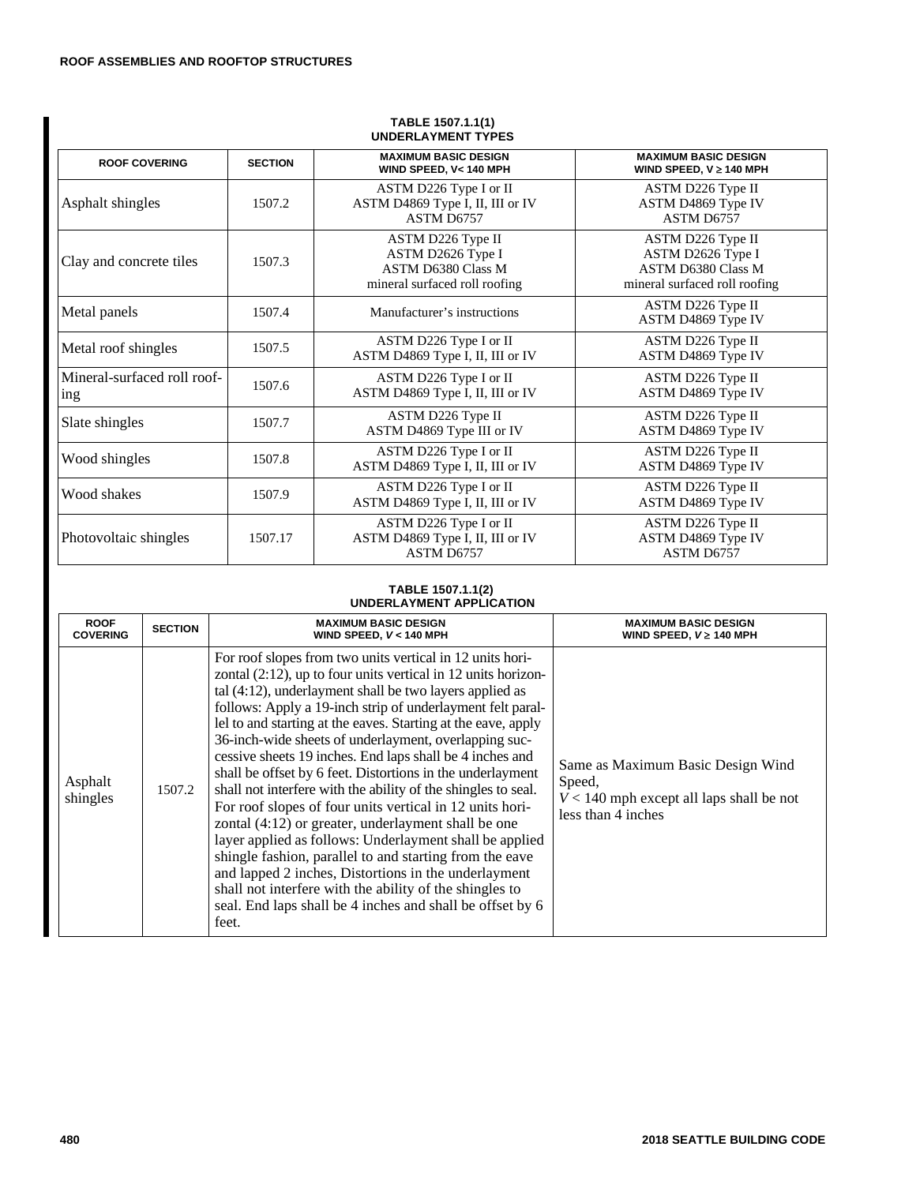**TABLE 1507.1.1(1)**
**UNDERLAYMENT TYPES**

| ROOF COVERING | SECTION | MAXIMUM BASIC DESIGN WIND SPEED, V< 140 MPH | MAXIMUM BASIC DESIGN WIND SPEED, V ≥ 140 MPH |
|---|---|---|---|
| Asphalt shingles | 1507.2 | ASTM D226 Type I or II<br>ASTM D4869 Type I, II, III or IV<br>ASTM D6757 | ASTM D226 Type II<br>ASTM D4869 Type IV<br>ASTM D6757 |
| Clay and concrete tiles | 1507.3 | ASTM D226 Type II<br>ASTM D2626 Type I<br>ASTM D6380 Class M<br>mineral surfaced roll roofing | ASTM D226 Type II<br>ASTM D2626 Type I<br>ASTM D6380 Class M<br>mineral surfaced roll roofing |
| Metal panels | 1507.4 | Manufacturer's instructions | ASTM D226 Type II<br>ASTM D4869 Type IV |
| Metal roof shingles | 1507.5 | ASTM D226 Type I or II<br>ASTM D4869 Type I, II, III or IV | ASTM D226 Type II<br>ASTM D4869 Type IV |
| Mineral-surfaced roll roofing | 1507.6 | ASTM D226 Type I or II<br>ASTM D4869 Type I, II, III or IV | ASTM D226 Type II<br>ASTM D4869 Type IV |
| Slate shingles | 1507.7 | ASTM D226 Type II<br>ASTM D4869 Type III or IV | ASTM D226 Type II<br>ASTM D4869 Type IV |
| Wood shingles | 1507.8 | ASTM D226 Type I or II<br>ASTM D4869 Type I, II, III or IV | ASTM D226 Type II<br>ASTM D4869 Type IV |
| Wood shakes | 1507.9 | ASTM D226 Type I or II<br>ASTM D4869 Type I, II, III or IV | ASTM D226 Type II<br>ASTM D4869 Type IV |
| Photovoltaic shingles | 1507.17 | ASTM D226 Type I or II<br>ASTM D4869 Type I, II, III or IV<br>ASTM D6757 | ASTM D226 Type II<br>ASTM D4869 Type IV<br>ASTM D6757 |

**TABLE 1507.1.1(2)**
**UNDERLAYMENT APPLICATION**

| ROOF COVERING | SECTION | MAXIMUM BASIC DESIGN WIND SPEED, $V$ < 140 MPH | MAXIMUM BASIC DESIGN WIND SPEED, $V$ ≥ 140 MPH |
|---|---|---|---|
| Asphalt shingles | 1507.2 | For roof slopes from two units vertical in 12 units horizontal (2:12), up to four units vertical in 12 units horizontal (4:12), underlayment shall be two layers applied as follows: Apply a 19-inch strip of underlayment felt parallel to and starting at the eaves. Starting at the eave, apply 36-inch-wide sheets of underlayment, overlapping successive sheets 19 inches. End laps shall be 4 inches and shall be offset by 6 feet. Distortions in the underlayment shall not interfere with the ability of the shingles to seal. For roof slopes of four units vertical in 12 units horizontal (4:12) or greater, underlayment shall be one layer applied as follows: Underlayment shall be applied shingle fashion, parallel to and starting from the eave and lapped 2 inches, Distortions in the underlayment shall not interfere with the ability of the shingles to seal. End laps shall be 4 inches and shall be offset by 6 feet. | Same as Maximum Basic Design Wind Speed, $V$ < 140 mph except all laps shall be not less than 4 inches |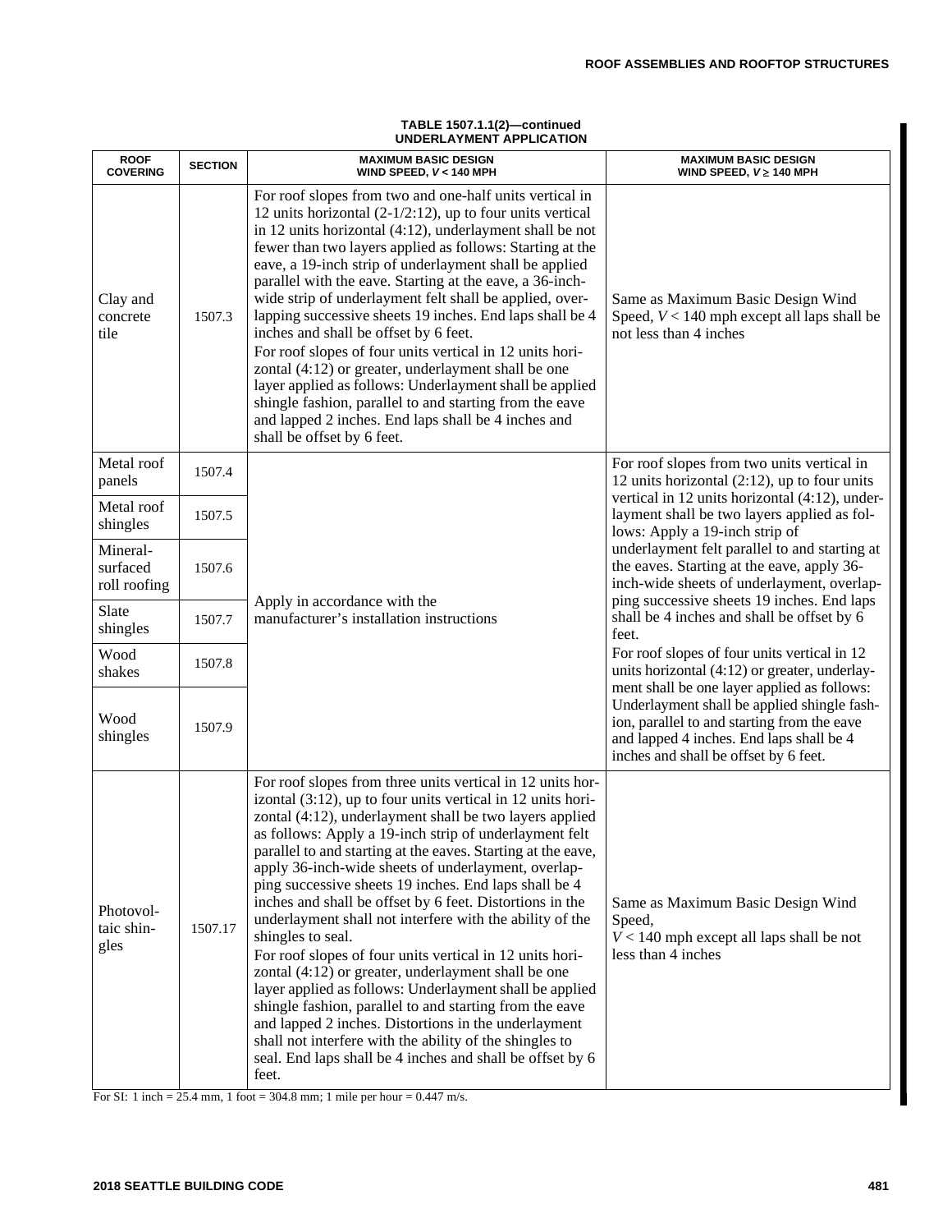**TABLE 1507.1.1(2)—continued**
**UNDERLAYMENT APPLICATION**

| ROOF COVERING | SECTION | MAXIMUM BASIC DESIGN WIND SPEED, $V$ < 140 MPH | MAXIMUM BASIC DESIGN WIND SPEED, $V \geq$ 140 MPH |
|---|---|---|---|
| Clay and concrete tile | 1507.3 | For roof slopes from two and one-half units vertical in 12 units horizontal (2-1/2:12), up to four units vertical in 12 units horizontal (4:12), underlayment shall be not fewer than two layers applied as follows: Starting at the eave, a 19-inch strip of underlayment shall be applied parallel with the eave. Starting at the eave, a 36-inch-wide strip of underlayment felt shall be applied, overlapping successive sheets 19 inches. End laps shall be 4 inches and shall be offset by 6 feet. For roof slopes of four units vertical in 12 units horizontal (4:12) or greater, underlayment shall be one layer applied as follows: Underlayment shall be applied shingle fashion, parallel to and starting from the eave and lapped 2 inches. End laps shall be 4 inches and shall be offset by 6 feet. | Same as Maximum Basic Design Wind Speed, $V$ < 140 mph except all laps shall be not less than 4 inches |
| Metal roof panels | 1507.4 | Apply in accordance with the manufacturer's installation instructions | For roof slopes from two units vertical in 12 units horizontal (2:12), up to four units vertical in 12 units horizontal (4:12), underlayment shall be two layers applied as follows: Apply a 19-inch strip of underlayment felt parallel to and starting at the eaves. Starting at the eave, apply 36-inch-wide sheets of underlayment, overlapping successive sheets 19 inches. End laps shall be 4 inches and shall be offset by 6 feet. For roof slopes of four units vertical in 12 units horizontal (4:12), or greater, underlayment shall be one layer applied as follows: Underlayment shall be applied shingle fashion, parallel to and starting from the eave and lapped 4 inches. End laps shall be 4 inches and shall be offset by 6 feet. |
| Metal roof shingles | 1507.5 | | |
| Mineral-surfaced roll roofing | 1507.6 | | |
| Slate shingles | 1507.7 | | |
| Wood shakes | 1507.8 | | |
| Wood shingles | 1507.9 | | |
| Photovoltaic shingles | 1507.17 | For roof slopes from three units vertical in 12 units horizontal (3:12), up to four units vertical in 12 units horizontal (4:12), underlayment shall be two layers applied as follows: Apply a 19-inch strip of underlayment felt parallel to and starting at the eaves. Starting at the eave, apply 36-inch-wide sheets of underlayment, overlapping successive sheets 19 inches. End laps shall be 4 inches and shall be offset by 6 feet. Distortions in the underlayment shall not interfere with the ability of the shingles to seal. For roof slopes of four units vertical in 12 units horizontal (4:12) or greater, underlayment shall be one layer applied as follows: Underlayment shall be applied shingle fashion, parallel to and starting from the eave and lapped 2 inches. Distortions in the underlayment shall not interfere with the ability of the shingles to seal. End laps shall be 4 inches and shall be offset by 6 feet. | Same as Maximum Basic Design Wind Speed, $V$ < 140 mph except all laps shall be not less than 4 inches |

For SI: 1 inch = 25.4 mm, 1 foot = 304.8 mm; 1 mile per hour = 0.447 m/s.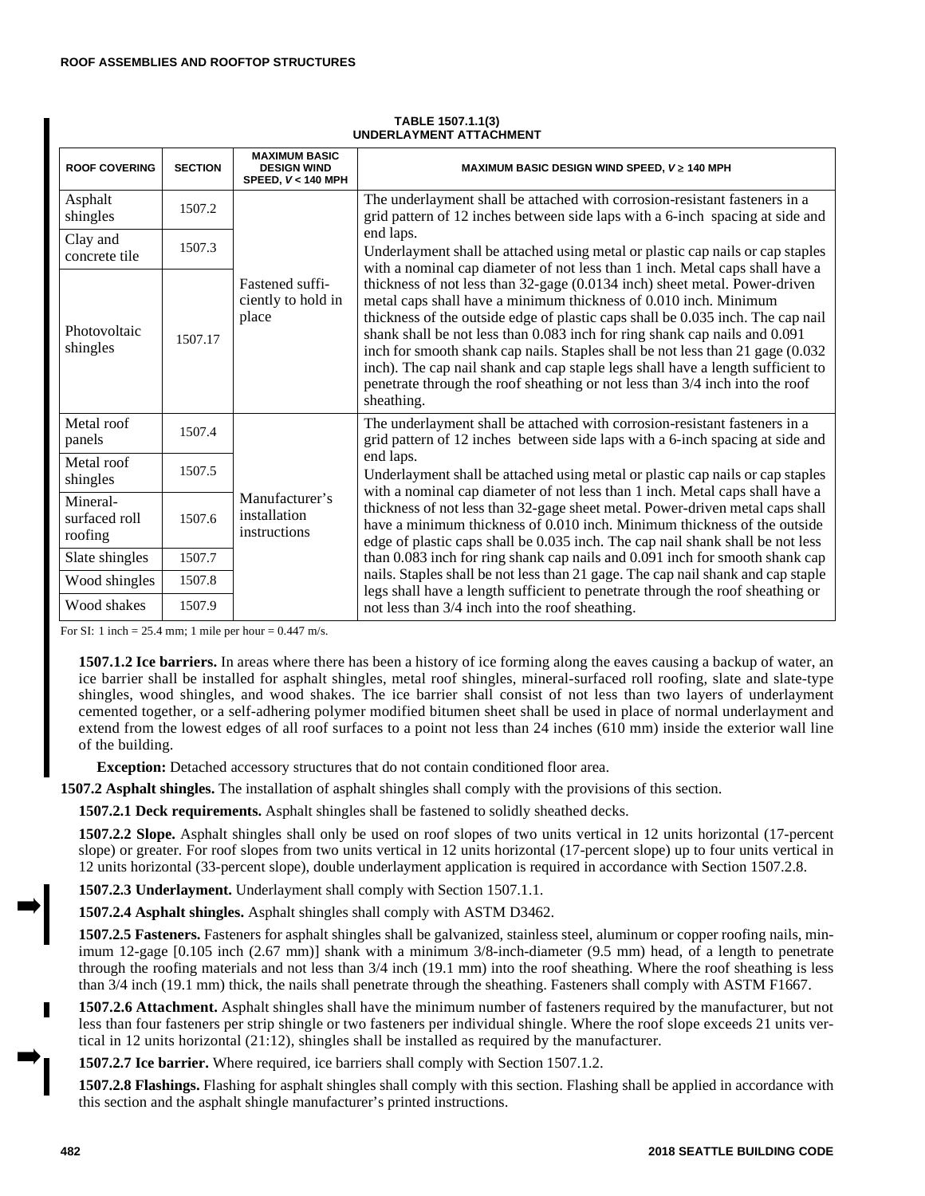**TABLE 1507.1.1(3)**
**UNDERLAYMENT ATTACHMENT**

| ROOF COVERING | SECTION | MAXIMUM BASIC DESIGN WIND SPEED, $V < 140$ MPH | MAXIMUM BASIC DESIGN WIND SPEED, $V \geq 140$ MPH |
|---|---|---|---|
| Asphalt shingles | 1507.2 | Fastened sufficiently to hold in place | The underlayment shall be attached with corrosion-resistant fasteners in a grid pattern of 12 inches between side laps with a 6-inch spacing at side and end laps. Underlayment shall be attached using metal or plastic cap nails or cap staples with a nominal cap diameter of not less than 1 inch. Metal caps shall have a thickness of not less than 32-gage (0.0134 inch) sheet metal. Power-driven metal caps shall have a minimum thickness of 0.010 inch. Minimum thickness of the outside edge of plastic caps shall be 0.035 inch. The cap nail shank shall be not less than 0.083 inch for ring shank cap nails and 0.091 inch for smooth shank cap nails. Staples shall be not less than 21 gage (0.032 inch). The cap nail shank and cap staple legs shall have a length sufficient to penetrate through the roof sheathing or not less than 3/4 inch into the roof sheathing. |
| Clay and concrete tile | 1507.3 | | |
| Photovoltaic shingles | 1507.17 | | |
| Metal roof panels | 1507.4 | Manufacturer's installation instructions | The underlayment shall be attached with corrosion-resistant fasteners in a grid pattern of 12 inches between side laps with a 6-inch spacing at side and end laps. Underlayment shall be attached using metal or plastic cap nails or cap staples with a nominal cap diameter of not less than 1 inch. Metal caps shall have a thickness of not less than 32-gage sheet metal. Power-driven metal caps shall have a minimum thickness of 0.010 inch. Minimum thickness of the outside edge of plastic caps shall be 0.035 inch. The cap nail shank shall be not less than 0.083 inch for ring shank cap nails and 0.091 inch for smooth shank cap nails. Staples shall be not less than 21 gage. The cap nail shank and cap staple legs shall have a length sufficient to penetrate through the roof sheathing or not less than 3/4 inch into the roof sheathing. |
| Metal roof shingles | 1507.5 | | |
| Mineral-surfaced roll roofing | 1507.6 | | |
| Slate shingles | 1507.7 | | |
| Wood shingles | 1507.8 | | |
| Wood shakes | 1507.9 | | |

For SI: 1 inch = 25.4 mm; 1 mile per hour = 0.447 m/s.

**1507.1.2 Ice barriers.** In areas where there has been a history of ice forming along the eaves causing a backup of water, an ice barrier shall be installed for asphalt shingles, metal roof shingles, mineral-surfaced roll roofing, slate and slate-type shingles, wood shingles, and wood shakes. The ice barrier shall consist of not less than two layers of underlayment cemented together, or a self-adhering polymer modified bitumen sheet shall be used in place of normal underlayment and extend from the lowest edges of all roof surfaces to a point not less than 24 inches (610 mm) inside the exterior wall line of the building.

**Exception:** Detached accessory structures that do not contain conditioned floor area.

**1507.2 Asphalt shingles.** The installation of asphalt shingles shall comply with the provisions of this section.

**1507.2.1 Deck requirements.** Asphalt shingles shall be fastened to solidly sheathed decks.

**1507.2.2 Slope.** Asphalt shingles shall only be used on roof slopes of two units vertical in 12 units horizontal (17-percent slope) or greater. For roof slopes from two units vertical in 12 units horizontal (17-percent slope) up to four units vertical in 12 units horizontal (33-percent slope), double underlayment application is required in accordance with Section 1507.2.8.

**1507.2.3 Underlayment.** Underlayment shall comply with Section 1507.1.1.

**1507.2.4 Asphalt shingles.** Asphalt shingles shall comply with ASTM D3462.

**1507.2.5 Fasteners.** Fasteners for asphalt shingles shall be galvanized, stainless steel, aluminum or copper roofing nails, minimum 12-gage [0.105 inch (2.67 mm)] shank with a minimum 3/8-inch-diameter (9.5 mm) head, of a length to penetrate through the roofing materials and not less than 3/4 inch (19.1 mm) into the roof sheathing. Where the roof sheathing is less than 3/4 inch (19.1 mm) thick, the nails shall penetrate through the sheathing. Fasteners shall comply with ASTM F1667.

**1507.2.6 Attachment.** Asphalt shingles shall have the minimum number of fasteners required by the manufacturer, but not less than four fasteners per strip shingle or two fasteners per individual shingle. Where the roof slope exceeds 21 units vertical in 12 units horizontal (21:12), shingles shall be installed as required by the manufacturer.

**1507.2.7 Ice barrier.** Where required, ice barriers shall comply with Section 1507.1.2.

**1507.2.8 Flashings.** Flashing for asphalt shingles shall comply with this section. Flashing shall be applied in accordance with this section and the asphalt shingle manufacturer's printed instructions.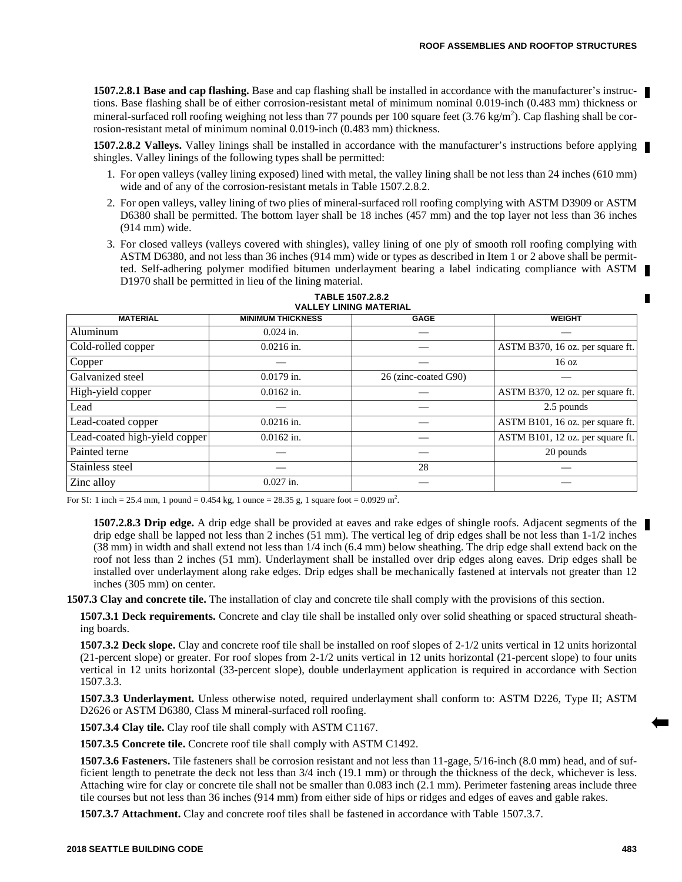**1507.2.8.1 Base and cap flashing.** Base and cap flashing shall be installed in accordance with the manufacturer's instructions. Base flashing shall be of either corrosion-resistant metal of minimum nominal 0.019-inch (0.483 mm) thickness or mineral-surfaced roll roofing weighing not less than 77 pounds per 100 square feet (3.76 kg/m$^2$). Cap flashing shall be corrosion-resistant metal of minimum nominal 0.019-inch (0.483 mm) thickness.

**1507.2.8.2 Valleys.** Valley linings shall be installed in accordance with the manufacturer's instructions before applying shingles. Valley linings of the following types shall be permitted:

1. For open valleys (valley lining exposed) lined with metal, the valley lining shall be not less than 24 inches (610 mm) wide and of any of the corrosion-resistant metals in Table 1507.2.8.2.
2. For open valleys, valley lining of two plies of mineral-surfaced roll roofing complying with ASTM D3909 or ASTM D6380 shall be permitted. The bottom layer shall be 18 inches (457 mm) and the top layer not less than 36 inches (914 mm) wide.
3. For closed valleys (valleys covered with shingles), valley lining of one ply of smooth roll roofing complying with ASTM D6380, and not less than 36 inches (914 mm) wide or types as described in Item 1 or 2 above shall be permitted. Self-adhering polymer modified bitumen underlayment bearing a label indicating compliance with ASTM D1970 shall be permitted in lieu of the lining material.

**TABLE 1507.2.8.2
VALLEY LINING MATERIAL**

| MATERIAL | MINIMUM THICKNESS | GAGE | WEIGHT |
|---|---|---|---|
| Aluminum | 0.024 in. | — | — |
| Cold-rolled copper | 0.0216 in. | — | ASTM B370, 16 oz. per square ft. |
| Copper | — | — | 16 oz |
| Galvanized steel | 0.0179 in. | 26 (zinc-coated G90) | — |
| High-yield copper | 0.0162 in. | — | ASTM B370, 12 oz. per square ft. |
| Lead | — | — | 2.5 pounds |
| Lead-coated copper | 0.0216 in. | — | ASTM B101, 16 oz. per square ft. |
| Lead-coated high-yield copper | 0.0162 in. | — | ASTM B101, 12 oz. per square ft. |
| Painted terne | — | — | 20 pounds |
| Stainless steel | — | 28 | — |
| Zinc alloy | 0.027 in. | — | — |

For SI: 1 inch = 25.4 mm, 1 pound = 0.454 kg, 1 ounce = 28.35 g, 1 square foot = 0.0929 m$^2$.

**1507.2.8.3 Drip edge.** A drip edge shall be provided at eaves and rake edges of shingle roofs. Adjacent segments of the drip edge shall be lapped not less than 2 inches (51 mm). The vertical leg of drip edges shall be not less than 1-1/2 inches (38 mm) in width and shall extend not less than 1/4 inch (6.4 mm) below sheathing. The drip edge shall extend back on the roof not less than 2 inches (51 mm). Underlayment shall be installed over drip edges along eaves. Drip edges shall be installed over underlayment along rake edges. Drip edges shall be mechanically fastened at intervals not greater than 12 inches (305 mm) on center.

**1507.3 Clay and concrete tile.** The installation of clay and concrete tile shall comply with the provisions of this section.

**1507.3.1 Deck requirements.** Concrete and clay tile shall be installed only over solid sheathing or spaced structural sheathing boards.

**1507.3.2 Deck slope.** Clay and concrete roof tile shall be installed on roof slopes of 2-1/2 units vertical in 12 units horizontal (21-percent slope) or greater. For roof slopes from 2-1/2 units vertical in 12 units horizontal (21-percent slope) to four units vertical in 12 units horizontal (33-percent slope), double underlayment application is required in accordance with Section 1507.3.3.

**1507.3.3 Underlayment.** Unless otherwise noted, required underlayment shall conform to: ASTM D226, Type II; ASTM D2626 or ASTM D6380, Class M mineral-surfaced roll roofing.

**1507.3.4 Clay tile.** Clay roof tile shall comply with ASTM C1167.

**1507.3.5 Concrete tile.** Concrete roof tile shall comply with ASTM C1492.

**1507.3.6 Fasteners.** Tile fasteners shall be corrosion resistant and not less than 11-gage, 5/16-inch (8.0 mm) head, and of sufficient length to penetrate the deck not less than 3/4 inch (19.1 mm) or through the thickness of the deck, whichever is less. Attaching wire for clay or concrete tile shall not be smaller than 0.083 inch (2.1 mm). Perimeter fastening areas include three tile courses but not less than 36 inches (914 mm) from either side of hips or ridges and edges of eaves and gable rakes.

**1507.3.7 Attachment.** Clay and concrete roof tiles shall be fastened in accordance with Table 1507.3.7.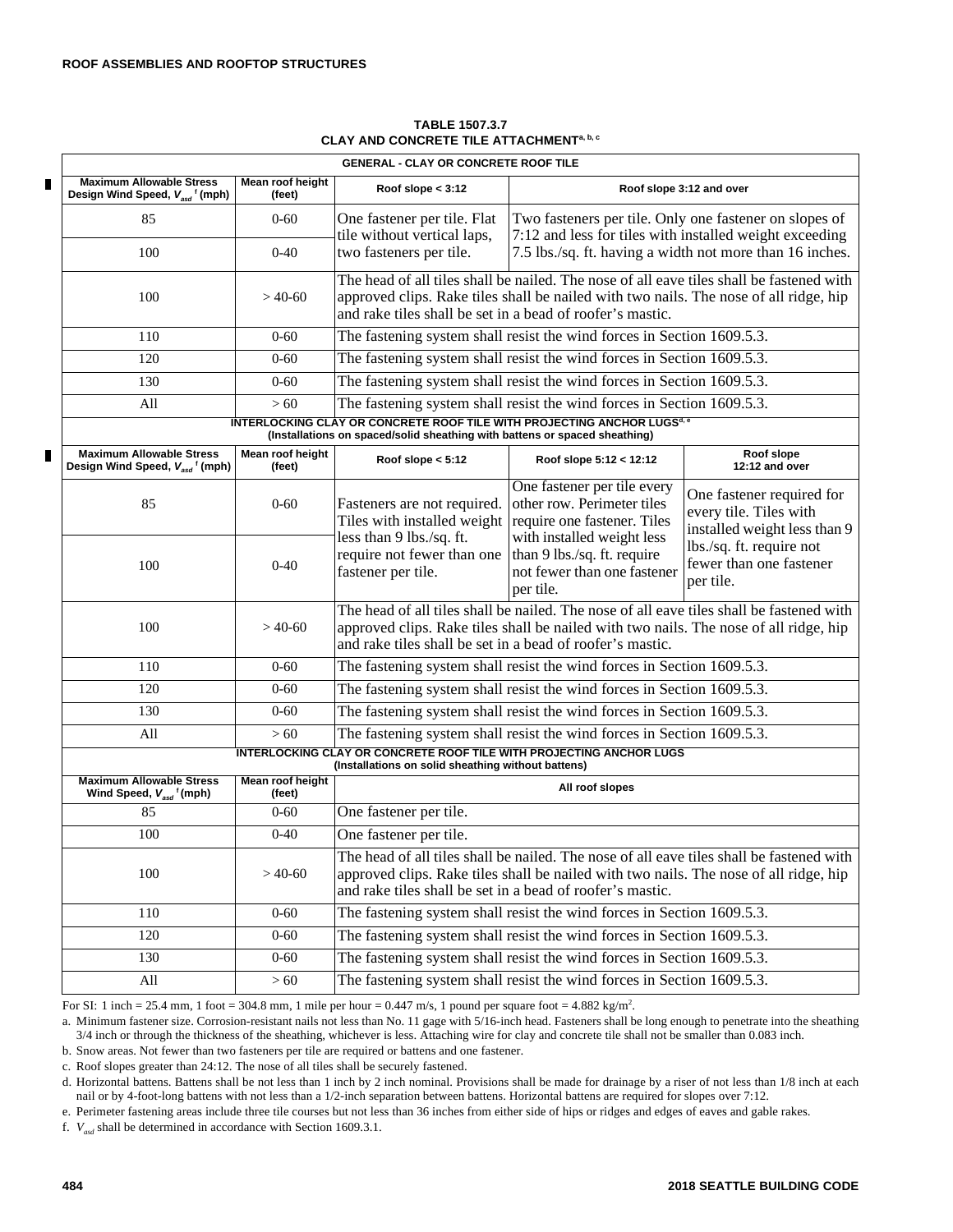**TABLE 1507.3.7**
**CLAY AND CONCRETE TILE ATTACHMENT[a, b, c]**

| GENERAL - CLAY OR CONCRETE ROOF TILE | | | | |
|---|---|---|---|---|
| **Maximum Allowable Stress Design Wind Speed, $V_{asd}$ [f] (mph)** | **Mean roof height (feet)** | **Roof slope < 3:12** | **Roof slope 3:12 and over** | |
| 85 | 0-60 | One fastener per tile. Flat tile without vertical laps, two fasteners per tile. | Two fasteners per tile. Only one fastener on slopes of 7:12 and less for tiles with installed weight exceeding 7.5 lbs./sq. ft. having a width not more than 16 inches. | |
| 100 | 0-40 | | | |
| 100 | > 40-60 | The head of all tiles shall be nailed. The nose of all eave tiles shall be fastened with approved clips. Rake tiles shall be nailed with two nails. The nose of all ridge, hip and rake tiles shall be set in a bead of roofer's mastic. | | |
| 110 | 0-60 | The fastening system shall resist the wind forces in Section 1609.5.3. | | |
| 120 | 0-60 | The fastening system shall resist the wind forces in Section 1609.5.3. | | |
| 130 | 0-60 | The fastening system shall resist the wind forces in Section 1609.5.3. | | |
| All | > 60 | The fastening system shall resist the wind forces in Section 1609.5.3. | | |
| **INTERLOCKING CLAY OR CONCRETE ROOF TILE WITH PROJECTING ANCHOR LUGS[d, e] (Installations on spaced/solid sheathing with battens or spaced sheathing)** | | | | |
| **Maximum Allowable Stress Design Wind Speed, $V_{asd}$ [f] (mph)** | **Mean roof height (feet)** | **Roof slope < 5:12** | **Roof slope 5:12 < 12:12** | **Roof slope 12:12 and over** |
| 85 | 0-60 | Fasteners are not required. Tiles with installed weight less than 9 lbs./sq. ft. require not fewer than one fastener per tile. | One fastener per tile every other row. Perimeter tiles require one fastener. Tiles with installed weight less than 9 lbs./sq. ft. require not fewer than one fastener per tile. | One fastener required for every tile. Tiles with installed weight less than 9 lbs./sq. ft. require not fewer than one fastener per tile. |
| 100 | 0-40 | | | |
| 100 | > 40-60 | The head of all tiles shall be nailed. The nose of all eave tiles shall be fastened with approved clips. Rake tiles shall be nailed with two nails. The nose of all ridge, hip and rake tiles shall be set in a bead of roofer's mastic. | | |
| 110 | 0-60 | The fastening system shall resist the wind forces in Section 1609.5.3. | | |
| 120 | 0-60 | The fastening system shall resist the wind forces in Section 1609.5.3. | | |
| 130 | 0-60 | The fastening system shall resist the wind forces in Section 1609.5.3. | | |
| All | > 60 | The fastening system shall resist the wind forces in Section 1609.5.3. | | |
| **INTERLOCKING CLAY OR CONCRETE ROOF TILE WITH PROJECTING ANCHOR LUGS (Installations on solid sheathing without battens)** | | | | |
| **Maximum Allowable Stress Wind Speed, $V_{asd}$ [f] (mph)** | **Mean roof height (feet)** | **All roof slopes** | | |
| 85 | 0-60 | One fastener per tile. | | |
| 100 | 0-40 | One fastener per tile. | | |
| 100 | > 40-60 | The head of all tiles shall be nailed. The nose of all eave tiles shall be fastened with approved clips. Rake tiles shall be nailed with two nails. The nose of all ridge, hip and rake tiles shall be set in a bead of roofer's mastic. | | |
| 110 | 0-60 | The fastening system shall resist the wind forces in Section 1609.5.3. | | |
| 120 | 0-60 | The fastening system shall resist the wind forces in Section 1609.5.3. | | |
| 130 | 0-60 | The fastening system shall resist the wind forces in Section 1609.5.3. | | |
| All | > 60 | The fastening system shall resist the wind forces in Section 1609.5.3. | | |

For SI: 1 inch = 25.4 mm, 1 foot = 304.8 mm, 1 mile per hour = 0.447 m/s, 1 pound per square foot = 4.882 kg/m².

a. Minimum fastener size. Corrosion-resistant nails not less than No. 11 gage with 5/16-inch head. Fasteners shall be long enough to penetrate into the sheathing 3/4 inch or through the thickness of the sheathing, whichever is less. Attaching wire for clay and concrete tile shall not be smaller than 0.083 inch.

b. Snow areas. Not fewer than two fasteners per tile are required or battens and one fastener.

c. Roof slopes greater than 24:12. The nose of all tiles shall be securely fastened.

d. Horizontal battens. Battens shall be not less than 1 inch by 2 inch nominal. Provisions shall be made for drainage by a riser of not less than 1/8 inch at each nail or by 4-foot-long battens with not less than a 1/2-inch separation between battens. Horizontal battens are required for slopes over 7:12.

e. Perimeter fastening areas include three tile courses but not less than 36 inches from either side of hips or ridges and edges of eaves and gable rakes.

f. $V_{asd}$ shall be determined in accordance with Section 1609.3.1.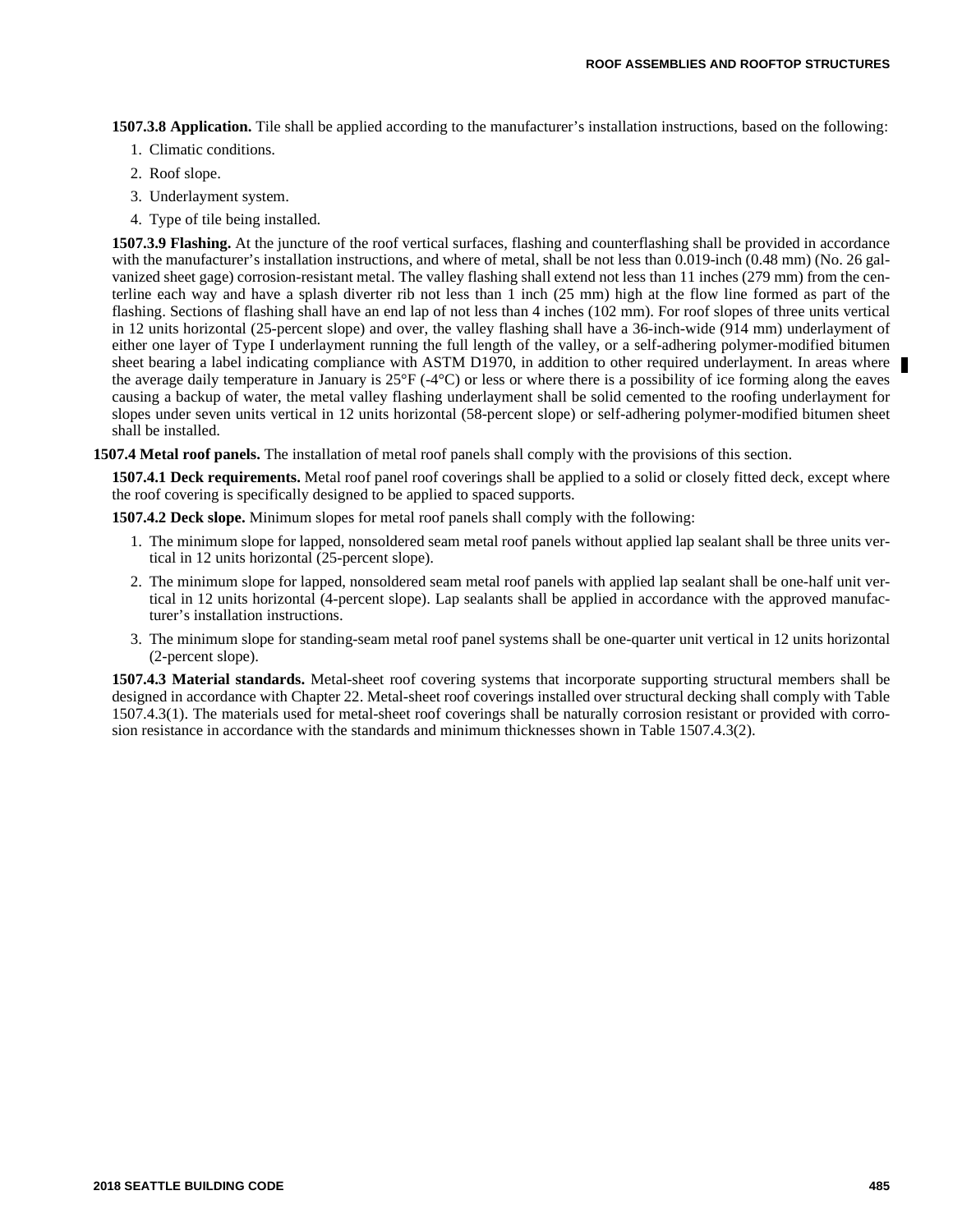**1507.3.8 Application.** Tile shall be applied according to the manufacturer's installation instructions, based on the following:

1. Climatic conditions.
2. Roof slope.
3. Underlayment system.
4. Type of tile being installed.

**1507.3.9 Flashing.** At the juncture of the roof vertical surfaces, flashing and counterflashing shall be provided in accordance with the manufacturer's installation instructions, and where of metal, shall be not less than 0.019-inch (0.48 mm) (No. 26 galvanized sheet gage) corrosion-resistant metal. The valley flashing shall extend not less than 11 inches (279 mm) from the centerline each way and have a splash diverter rib not less than 1 inch (25 mm) high at the flow line formed as part of the flashing. Sections of flashing shall have an end lap of not less than 4 inches (102 mm). For roof slopes of three units vertical in 12 units horizontal (25-percent slope) and over, the valley flashing shall have a 36-inch-wide (914 mm) underlayment of either one layer of Type I underlayment running the full length of the valley, or a self-adhering polymer-modified bitumen sheet bearing a label indicating compliance with ASTM D1970, in addition to other required underlayment. In areas where the average daily temperature in January is 25°F (-4°C) or less or where there is a possibility of ice forming along the eaves causing a backup of water, the metal valley flashing underlayment shall be solid cemented to the roofing underlayment for slopes under seven units vertical in 12 units horizontal (58-percent slope) or self-adhering polymer-modified bitumen sheet shall be installed.

**1507.4 Metal roof panels.** The installation of metal roof panels shall comply with the provisions of this section.

**1507.4.1 Deck requirements.** Metal roof panel roof coverings shall be applied to a solid or closely fitted deck, except where the roof covering is specifically designed to be applied to spaced supports.

**1507.4.2 Deck slope.** Minimum slopes for metal roof panels shall comply with the following:

1. The minimum slope for lapped, nonsoldered seam metal roof panels without applied lap sealant shall be three units vertical in 12 units horizontal (25-percent slope).
2. The minimum slope for lapped, nonsoldered seam metal roof panels with applied lap sealant shall be one-half unit vertical in 12 units horizontal (4-percent slope). Lap sealants shall be applied in accordance with the approved manufacturer's installation instructions.
3. The minimum slope for standing-seam metal roof panel systems shall be one-quarter unit vertical in 12 units horizontal (2-percent slope).

**1507.4.3 Material standards.** Metal-sheet roof covering systems that incorporate supporting structural members shall be designed in accordance with Chapter 22. Metal-sheet roof coverings installed over structural decking shall comply with Table 1507.4.3(1). The materials used for metal-sheet roof coverings shall be naturally corrosion resistant or provided with corrosion resistance in accordance with the standards and minimum thicknesses shown in Table 1507.4.3(2).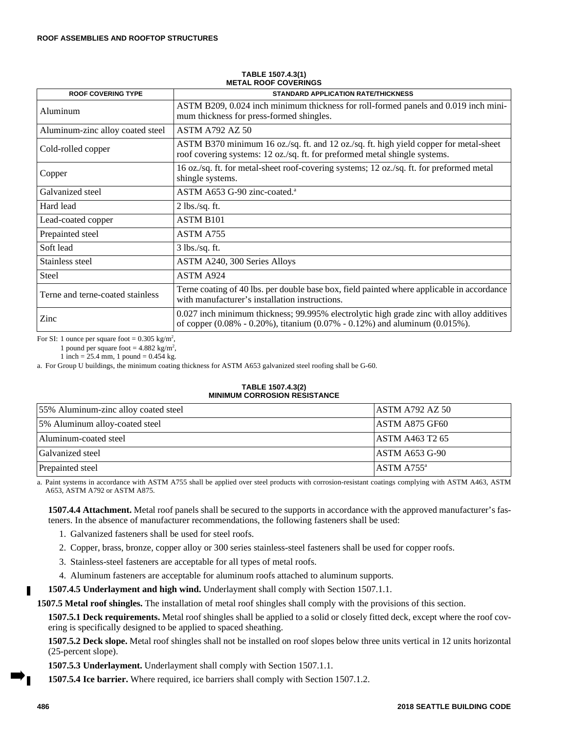**TABLE 1507.4.3(1)**
**METAL ROOF COVERINGS**

| ROOF COVERING TYPE | STANDARD APPLICATION RATE/THICKNESS |
|---|---|
| Aluminum | ASTM B209, 0.024 inch minimum thickness for roll-formed panels and 0.019 inch minimum thickness for press-formed shingles. |
| Aluminum-zinc alloy coated steel | ASTM A792 AZ 50 |
| Cold-rolled copper | ASTM B370 minimum 16 oz./sq. ft. and 12 oz./sq. ft. high yield copper for metal-sheet roof covering systems: 12 oz./sq. ft. for preformed metal shingle systems. |
| Copper | 16 oz./sq. ft. for metal-sheet roof-covering systems; 12 oz./sq. ft. for preformed metal shingle systems. |
| Galvanized steel | ASTM A653 G-90 zinc-coated.[a] |
| Hard lead | 2 lbs./sq. ft. |
| Lead-coated copper | ASTM B101 |
| Prepainted steel | ASTM A755 |
| Soft lead | 3 lbs./sq. ft. |
| Stainless steel | ASTM A240, 300 Series Alloys |
| Steel | ASTM A924 |
| Terne and terne-coated stainless | Terne coating of 40 lbs. per double base box, field painted where applicable in accordance with manufacturer's installation instructions. |
| Zinc | 0.027 inch minimum thickness; 99.995% electrolytic high grade zinc with alloy additives of copper (0.08% - 0.20%), titanium (0.07% - 0.12%) and aluminum (0.015%). |

For SI: 1 ounce per square foot = 0.305 kg/m$^2$,
1 pound per square foot = 4.882 kg/m$^2$,
1 inch = 25.4 mm, 1 pound = 0.454 kg.

a. For Group U buildings, the minimum coating thickness for ASTM A653 galvanized steel roofing shall be G-60.

**TABLE 1507.4.3(2)**
**MINIMUM CORROSION RESISTANCE**

| | |
|---|---|
| 55% Aluminum-zinc alloy coated steel | ASTM A792 AZ 50 |
| 5% Aluminum alloy-coated steel | ASTM A875 GF60 |
| Aluminum-coated steel | ASTM A463 T2 65 |
| Galvanized steel | ASTM A653 G-90 |
| Prepainted steel | ASTM A755[a] |

a. Paint systems in accordance with ASTM A755 shall be applied over steel products with corrosion-resistant coatings complying with ASTM A463, ASTM A653, ASTM A792 or ASTM A875.

**1507.4.4 Attachment.** Metal roof panels shall be secured to the supports in accordance with the approved manufacturer's fasteners. In the absence of manufacturer recommendations, the following fasteners shall be used:

1. Galvanized fasteners shall be used for steel roofs.
2. Copper, brass, bronze, copper alloy or 300 series stainless-steel fasteners shall be used for copper roofs.
3. Stainless-steel fasteners are acceptable for all types of metal roofs.
4. Aluminum fasteners are acceptable for aluminum roofs attached to aluminum supports.

**1507.4.5 Underlayment and high wind.** Underlayment shall comply with Section 1507.1.1.

**1507.5 Metal roof shingles.** The installation of metal roof shingles shall comply with the provisions of this section.

**1507.5.1 Deck requirements.** Metal roof shingles shall be applied to a solid or closely fitted deck, except where the roof covering is specifically designed to be applied to spaced sheathing.

**1507.5.2 Deck slope.** Metal roof shingles shall not be installed on roof slopes below three units vertical in 12 units horizontal (25-percent slope).

**1507.5.3 Underlayment.** Underlayment shall comply with Section 1507.1.1.

**1507.5.4 Ice barrier.** Where required, ice barriers shall comply with Section 1507.1.2.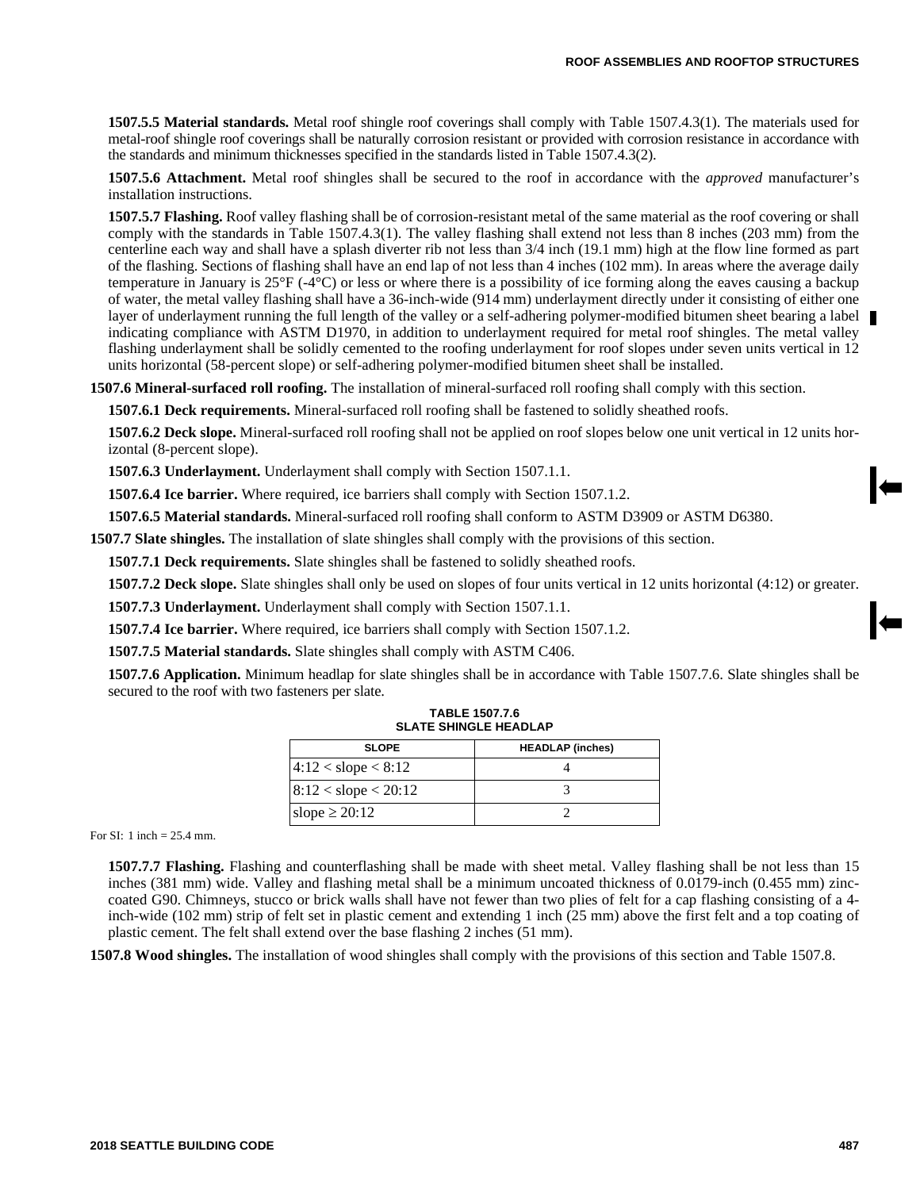**1507.5.5 Material standards.** Metal roof shingle roof coverings shall comply with Table 1507.4.3(1). The materials used for metal-roof shingle roof coverings shall be naturally corrosion resistant or provided with corrosion resistance in accordance with the standards and minimum thicknesses specified in the standards listed in Table 1507.4.3(2).

**1507.5.6 Attachment.** Metal roof shingles shall be secured to the roof in accordance with the *approved* manufacturer's installation instructions.

**1507.5.7 Flashing.** Roof valley flashing shall be of corrosion-resistant metal of the same material as the roof covering or shall comply with the standards in Table 1507.4.3(1). The valley flashing shall extend not less than 8 inches (203 mm) from the centerline each way and shall have a splash diverter rib not less than 3/4 inch (19.1 mm) high at the flow line formed as part of the flashing. Sections of flashing shall have an end lap of not less than 4 inches (102 mm). In areas where the average daily temperature in January is 25°F (-4°C) or less or where there is a possibility of ice forming along the eaves causing a backup of water, the metal valley flashing shall have a 36-inch-wide (914 mm) underlayment directly under it consisting of either one layer of underlayment running the full length of the valley or a self-adhering polymer-modified bitumen sheet bearing a label indicating compliance with ASTM D1970, in addition to underlayment required for metal roof shingles. The metal valley flashing underlayment shall be solidly cemented to the roofing underlayment for roof slopes under seven units vertical in 12 units horizontal (58-percent slope) or self-adhering polymer-modified bitumen sheet shall be installed.

**1507.6 Mineral-surfaced roll roofing.** The installation of mineral-surfaced roll roofing shall comply with this section.

**1507.6.1 Deck requirements.** Mineral-surfaced roll roofing shall be fastened to solidly sheathed roofs.

**1507.6.2 Deck slope.** Mineral-surfaced roll roofing shall not be applied on roof slopes below one unit vertical in 12 units horizontal (8-percent slope).

**1507.6.3 Underlayment.** Underlayment shall comply with Section 1507.1.1.

**1507.6.4 Ice barrier.** Where required, ice barriers shall comply with Section 1507.1.2.

**1507.6.5 Material standards.** Mineral-surfaced roll roofing shall conform to ASTM D3909 or ASTM D6380.

**1507.7 Slate shingles.** The installation of slate shingles shall comply with the provisions of this section.

**1507.7.1 Deck requirements.** Slate shingles shall be fastened to solidly sheathed roofs.

**1507.7.2 Deck slope.** Slate shingles shall only be used on slopes of four units vertical in 12 units horizontal (4:12) or greater.

**1507.7.3 Underlayment.** Underlayment shall comply with Section 1507.1.1.

**1507.7.4 Ice barrier.** Where required, ice barriers shall comply with Section 1507.1.2.

**1507.7.5 Material standards.** Slate shingles shall comply with ASTM C406.

**1507.7.6 Application.** Minimum headlap for slate shingles shall be in accordance with Table 1507.7.6. Slate shingles shall be secured to the roof with two fasteners per slate.

**TABLE 1507.7.6**
**SLATE SHINGLE HEADLAP**

| SLOPE | HEADLAP (inches) |
|---|---|
| 4:12 < slope < 8:12 | 4 |
| 8:12 < slope < 20:12 | 3 |
| slope ≥ 20:12 | 2 |

For SI: 1 inch = 25.4 mm.

**1507.7.7 Flashing.** Flashing and counterflashing shall be made with sheet metal. Valley flashing shall be not less than 15 inches (381 mm) wide. Valley and flashing metal shall be a minimum uncoated thickness of 0.0179-inch (0.455 mm) zinc-coated G90. Chimneys, stucco or brick walls shall have not fewer than two plies of felt for a cap flashing consisting of a 4-inch-wide (102 mm) strip of felt set in plastic cement and extending 1 inch (25 mm) above the first felt and a top coating of plastic cement. The felt shall extend over the base flashing 2 inches (51 mm).

**1507.8 Wood shingles.** The installation of wood shingles shall comply with the provisions of this section and Table 1507.8.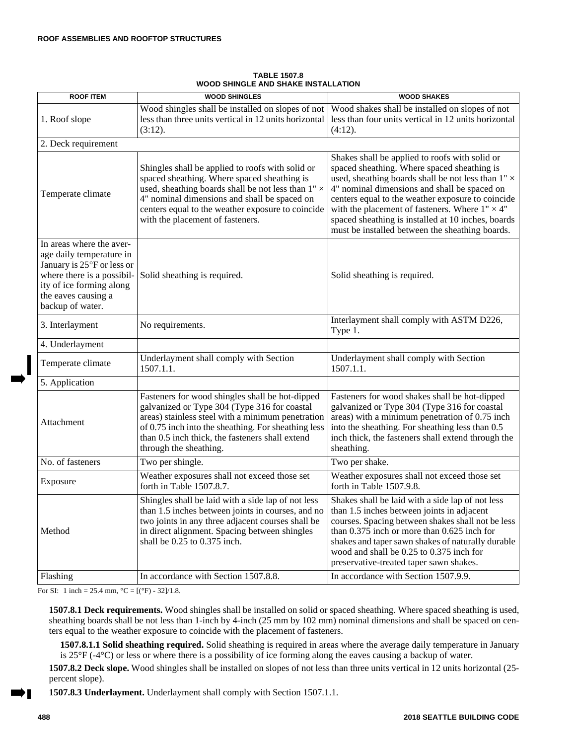**TABLE 1507.8**
**WOOD SHINGLE AND SHAKE INSTALLATION**

| ROOF ITEM | WOOD SHINGLES | WOOD SHAKES |
|---|---|---|
| 1. Roof slope | Wood shingles shall be installed on slopes of not less than three units vertical in 12 units horizontal (3:12). | Wood shakes shall be installed on slopes of not less than four units vertical in 12 units horizontal (4:12). |
| 2. Deck requirement | | |
| Temperate climate | Shingles shall be applied to roofs with solid or spaced sheathing. Where spaced sheathing is used, sheathing boards shall be not less than 1" × 4" nominal dimensions and shall be spaced on centers equal to the weather exposure to coincide with the placement of fasteners. | Shakes shall be applied to roofs with solid or spaced sheathing. Where spaced sheathing is used, sheathing boards shall be not less than 1" × 4" nominal dimensions and shall be spaced on centers equal to the weather exposure to coincide with the placement of fasteners. Where 1" × 4" spaced sheathing is installed at 10 inches, boards must be installed between the sheathing boards. |
| In areas where the average daily temperature in January is 25°F or less or where there is a possibility of ice forming along the eaves causing a backup of water. | Solid sheathing is required. | Solid sheathing is required. |
| 3. Interlayment | No requirements. | Interlayment shall comply with ASTM D226, Type 1. |
| 4. Underlayment | | |
| Temperate climate | Underlayment shall comply with Section 1507.1.1. | Underlayment shall comply with Section 1507.1.1. |
| 5. Application | | |
| Attachment | Fasteners for wood shingles shall be hot-dipped galvanized or Type 304 (Type 316 for coastal areas) stainless steel with a minimum penetration of 0.75 inch into the sheathing. For sheathing less than 0.5 inch thick, the fasteners shall extend through the sheathing. | Fasteners for wood shakes shall be hot-dipped galvanized or Type 304 (Type 316 for coastal areas) with a minimum penetration of 0.75 inch into the sheathing. For sheathing less than 0.5 inch thick, the fasteners shall extend through the sheathing. |
| No. of fasteners | Two per shingle. | Two per shake. |
| Exposure | Weather exposures shall not exceed those set forth in Table 1507.8.7. | Weather exposures shall not exceed those set forth in Table 1507.9.8. |
| Method | Shingles shall be laid with a side lap of not less than 1.5 inches between joints in courses, and no two joints in any three adjacent courses shall be in direct alignment. Spacing between shingles shall be 0.25 to 0.375 inch. | Shakes shall be laid with a side lap of not less than 1.5 inches between joints in adjacent courses. Spacing between shakes shall not be less than 0.375 inch or more than 0.625 inch for shakes and taper sawn shakes of naturally durable wood and shall be 0.25 to 0.375 inch for preservative-treated taper sawn shakes. |
| Flashing | In accordance with Section 1507.8.8. | In accordance with Section 1507.9.9. |

For SI: 1 inch = 25.4 mm, °C = [(°F) - 32]/1.8.

**1507.8.1 Deck requirements.** Wood shingles shall be installed on solid or spaced sheathing. Where spaced sheathing is used, sheathing boards shall be not less than 1-inch by 4-inch (25 mm by 102 mm) nominal dimensions and shall be spaced on centers equal to the weather exposure to coincide with the placement of fasteners.

**1507.8.1.1 Solid sheathing required.** Solid sheathing is required in areas where the average daily temperature in January is 25°F (-4°C) or less or where there is a possibility of ice forming along the eaves causing a backup of water.

**1507.8.2 Deck slope.** Wood shingles shall be installed on slopes of not less than three units vertical in 12 units horizontal (25-percent slope).

**1507.8.3 Underlayment.** Underlayment shall comply with Section 1507.1.1.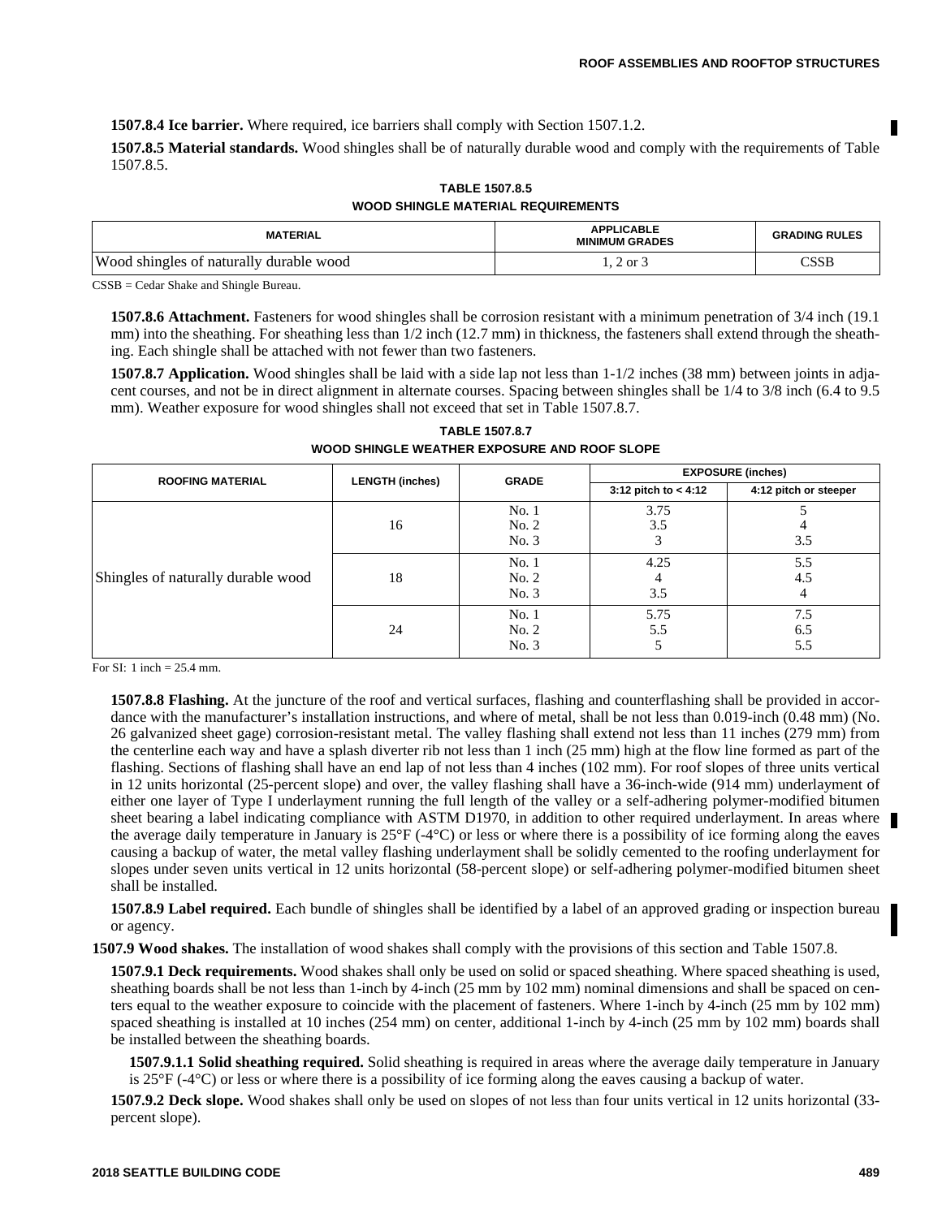**1507.8.4 Ice barrier.** Where required, ice barriers shall comply with Section 1507.1.2.

**1507.8.5 Material standards.** Wood shingles shall be of naturally durable wood and comply with the requirements of Table 1507.8.5.

**TABLE 1507.8.5**
**WOOD SHINGLE MATERIAL REQUIREMENTS**

| MATERIAL | APPLICABLE MINIMUM GRADES | GRADING RULES |
|---|---|---|
| Wood shingles of naturally durable wood | 1, 2 or 3 | CSSB |

CSSB = Cedar Shake and Shingle Bureau.

**1507.8.6 Attachment.** Fasteners for wood shingles shall be corrosion resistant with a minimum penetration of 3/4 inch (19.1 mm) into the sheathing. For sheathing less than 1/2 inch (12.7 mm) in thickness, the fasteners shall extend through the sheathing. Each shingle shall be attached with not fewer than two fasteners.

**1507.8.7 Application.** Wood shingles shall be laid with a side lap not less than 1-1/2 inches (38 mm) between joints in adjacent courses, and not be in direct alignment in alternate courses. Spacing between shingles shall be 1/4 to 3/8 inch (6.4 to 9.5 mm). Weather exposure for wood shingles shall not exceed that set in Table 1507.8.7.

**TABLE 1507.8.7**
**WOOD SHINGLE WEATHER EXPOSURE AND ROOF SLOPE**

| ROOFING MATERIAL | LENGTH (inches) | GRADE | EXPOSURE (inches) | |
|---|---|---|---|---|
| | | | 3:12 pitch to < 4:12 | 4:12 pitch or steeper |
| Shingles of naturally durable wood | 16 | No. 1 | 3.75 | 5 |
| | | No. 2 | 3.5 | 4 |
| | | No. 3 | 3 | 3.5 |
| | 18 | No. 1 | 4.25 | 5.5 |
| | | No. 2 | 4 | 4.5 |
| | | No. 3 | 3.5 | 4 |
| | 24 | No. 1 | 5.75 | 7.5 |
| | | No. 2 | 5.5 | 6.5 |
| | | No. 3 | 5 | 5.5 |

For SI: 1 inch = 25.4 mm.

**1507.8.8 Flashing.** At the juncture of the roof and vertical surfaces, flashing and counterflashing shall be provided in accordance with the manufacturer's installation instructions, and where of metal, shall be not less than 0.019-inch (0.48 mm) (No. 26 galvanized sheet gage) corrosion-resistant metal. The valley flashing shall extend not less than 11 inches (279 mm) from the centerline each way and have a splash diverter rib not less than 1 inch (25 mm) high at the flow line formed as part of the flashing. Sections of flashing shall have an end lap of not less than 4 inches (102 mm). For roof slopes of three units vertical in 12 units horizontal (25-percent slope) and over, the valley flashing shall have a 36-inch-wide (914 mm) underlayment of either one layer of Type I underlayment running the full length of the valley or a self-adhering polymer-modified bitumen sheet bearing a label indicating compliance with ASTM D1970, in addition to other required underlayment. In areas where the average daily temperature in January is 25°F (-4°C) or less or where there is a possibility of ice forming along the eaves causing a backup of water, the metal valley flashing underlayment shall be solidly cemented to the roofing underlayment for slopes under seven units vertical in 12 units horizontal (58-percent slope) or self-adhering polymer-modified bitumen sheet shall be installed.

**1507.8.9 Label required.** Each bundle of shingles shall be identified by a label of an approved grading or inspection bureau or agency.

**1507.9 Wood shakes.** The installation of wood shakes shall comply with the provisions of this section and Table 1507.8.

**1507.9.1 Deck requirements.** Wood shakes shall only be used on solid or spaced sheathing. Where spaced sheathing is used, sheathing boards shall be not less than 1-inch by 4-inch (25 mm by 102 mm) nominal dimensions and shall be spaced on centers equal to the weather exposure to coincide with the placement of fasteners. Where 1-inch by 4-inch (25 mm by 102 mm) spaced sheathing is installed at 10 inches (254 mm) on center, additional 1-inch by 4-inch (25 mm by 102 mm) boards shall be installed between the sheathing boards.

**1507.9.1.1 Solid sheathing required.** Solid sheathing is required in areas where the average daily temperature in January is 25°F (-4°C) or less or where there is a possibility of ice forming along the eaves causing a backup of water.

**1507.9.2 Deck slope.** Wood shakes shall only be used on slopes of not less than four units vertical in 12 units horizontal (33-percent slope).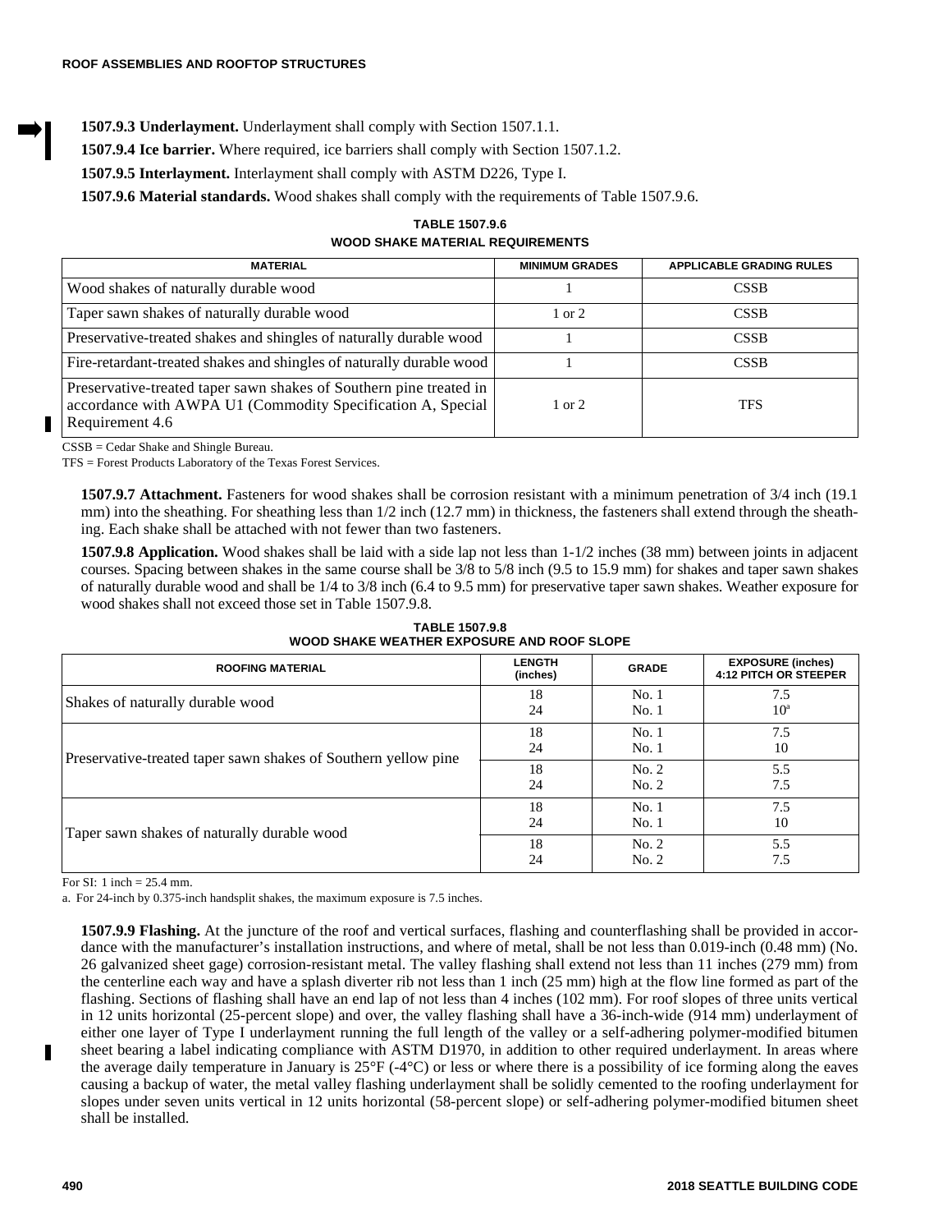**1507.9.3 Underlayment.** Underlayment shall comply with Section 1507.1.1.

**1507.9.4 Ice barrier.** Where required, ice barriers shall comply with Section 1507.1.2.

**1507.9.5 Interlayment.** Interlayment shall comply with ASTM D226, Type I.

**1507.9.6 Material standards.** Wood shakes shall comply with the requirements of Table 1507.9.6.

**TABLE 1507.9.6**
**WOOD SHAKE MATERIAL REQUIREMENTS**

| MATERIAL | MINIMUM GRADES | APPLICABLE GRADING RULES |
|---|---|---|
| Wood shakes of naturally durable wood | 1 | CSSB |
| Taper sawn shakes of naturally durable wood | 1 or 2 | CSSB |
| Preservative-treated shakes and shingles of naturally durable wood | 1 | CSSB |
| Fire-retardant-treated shakes and shingles of naturally durable wood | 1 | CSSB |
| Preservative-treated taper sawn shakes of Southern pine treated in accordance with AWPA U1 (Commodity Specification A, Special Requirement 4.6 | 1 or 2 | TFS |

CSSB = Cedar Shake and Shingle Bureau.

TFS = Forest Products Laboratory of the Texas Forest Services.

**1507.9.7 Attachment.** Fasteners for wood shakes shall be corrosion resistant with a minimum penetration of 3/4 inch (19.1 mm) into the sheathing. For sheathing less than 1/2 inch (12.7 mm) in thickness, the fasteners shall extend through the sheathing. Each shake shall be attached with not fewer than two fasteners.

**1507.9.8 Application.** Wood shakes shall be laid with a side lap not less than 1-1/2 inches (38 mm) between joints in adjacent courses. Spacing between shakes in the same course shall be 3/8 to 5/8 inch (9.5 to 15.9 mm) for shakes and taper sawn shakes of naturally durable wood and shall be 1/4 to 3/8 inch (6.4 to 9.5 mm) for preservative taper sawn shakes. Weather exposure for wood shakes shall not exceed those set in Table 1507.9.8.

**TABLE 1507.9.8**
**WOOD SHAKE WEATHER EXPOSURE AND ROOF SLOPE**

| ROOFING MATERIAL | LENGTH (inches) | GRADE | EXPOSURE (inches) 4:12 PITCH OR STEEPER |
|---|---|---|---|
| Shakes of naturally durable wood | 18<br>24 | No. 1<br>No. 1 | 7.5<br>10[a] |
| Preservative-treated taper sawn shakes of Southern yellow pine | 18<br>24 | No. 1<br>No. 1 | 7.5<br>10 |
| | 18<br>24 | No. 2<br>No. 2 | 5.5<br>7.5 |
| Taper sawn shakes of naturally durable wood | 18<br>24 | No. 1<br>No. 1 | 7.5<br>10 |
| | 18<br>24 | No. 2<br>No. 2 | 5.5<br>7.5 |

For SI: 1 inch = 25.4 mm.

a. For 24-inch by 0.375-inch handsplit shakes, the maximum exposure is 7.5 inches.

**1507.9.9 Flashing.** At the juncture of the roof and vertical surfaces, flashing and counterflashing shall be provided in accordance with the manufacturer's installation instructions, and where of metal, shall be not less than 0.019-inch (0.48 mm) (No. 26 galvanized sheet gage) corrosion-resistant metal. The valley flashing shall extend not less than 11 inches (279 mm) from the centerline each way and have a splash diverter rib not less than 1 inch (25 mm) high at the flow line formed as part of the flashing. Sections of flashing shall have an end lap of not less than 4 inches (102 mm). For roof slopes of three units vertical in 12 units horizontal (25-percent slope) and over, the valley flashing shall have a 36-inch-wide (914 mm) underlayment of either one layer of Type I underlayment running the full length of the valley or a self-adhering polymer-modified bitumen sheet bearing a label indicating compliance with ASTM D1970, in addition to other required underlayment. In areas where the average daily temperature in January is 25°F (-4°C) or less or where there is a possibility of ice forming along the eaves causing a backup of water, the metal valley flashing underlayment shall be solidly cemented to the roofing underlayment for slopes under seven units vertical in 12 units horizontal (58-percent slope) or self-adhering polymer-modified bitumen sheet shall be installed.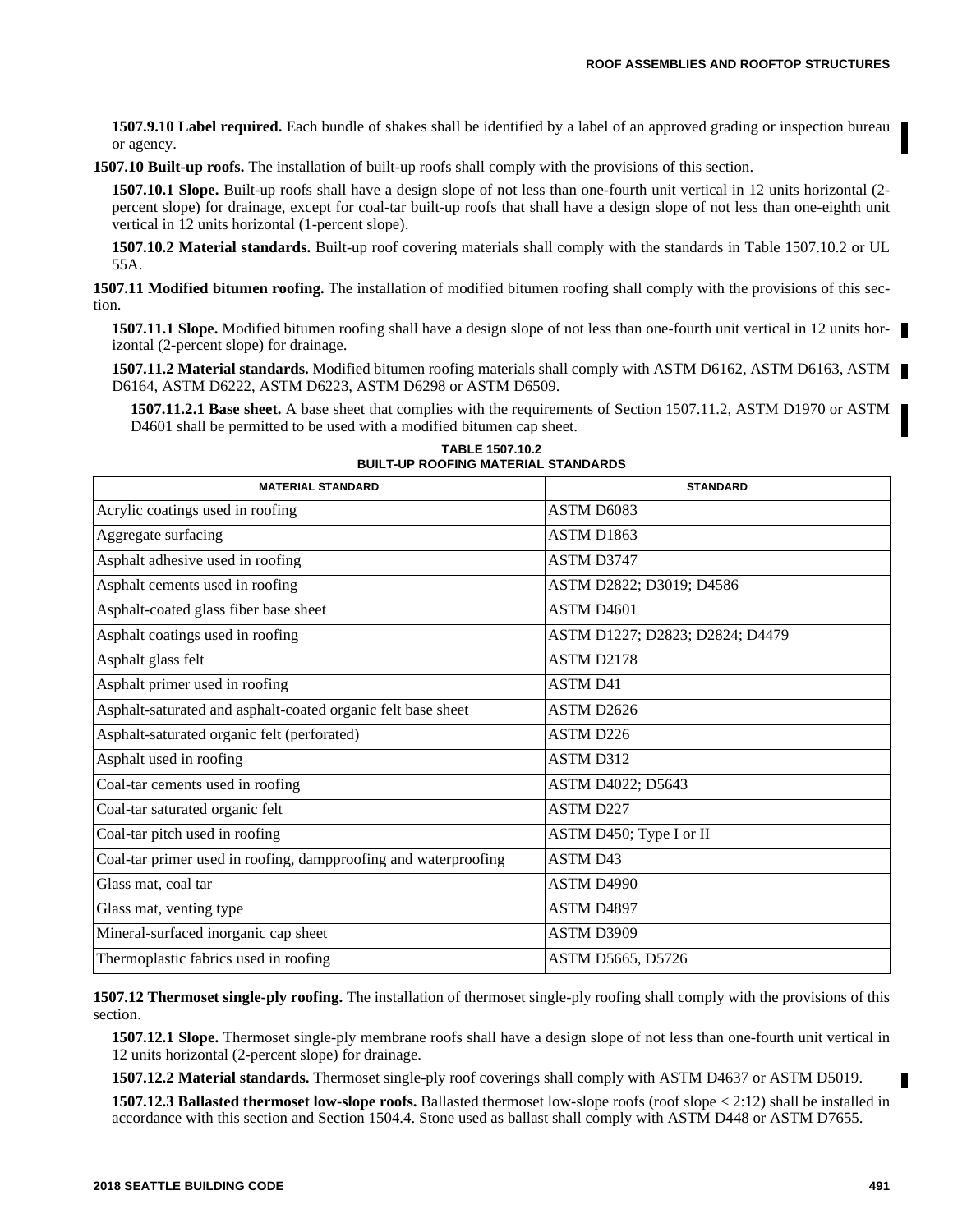**1507.9.10 Label required.** Each bundle of shakes shall be identified by a label of an approved grading or inspection bureau or agency.

**1507.10 Built-up roofs.** The installation of built-up roofs shall comply with the provisions of this section.

**1507.10.1 Slope.** Built-up roofs shall have a design slope of not less than one-fourth unit vertical in 12 units horizontal (2-percent slope) for drainage, except for coal-tar built-up roofs that shall have a design slope of not less than one-eighth unit vertical in 12 units horizontal (1-percent slope).

**1507.10.2 Material standards.** Built-up roof covering materials shall comply with the standards in Table 1507.10.2 or UL 55A.

**1507.11 Modified bitumen roofing.** The installation of modified bitumen roofing shall comply with the provisions of this section.

**1507.11.1 Slope.** Modified bitumen roofing shall have a design slope of not less than one-fourth unit vertical in 12 units horizontal (2-percent slope) for drainage.

**1507.11.2 Material standards.** Modified bitumen roofing materials shall comply with ASTM D6162, ASTM D6163, ASTM D6164, ASTM D6222, ASTM D6223, ASTM D6298 or ASTM D6509.

**1507.11.2.1 Base sheet.** A base sheet that complies with the requirements of Section 1507.11.2, ASTM D1970 or ASTM D4601 shall be permitted to be used with a modified bitumen cap sheet.

**TABLE 1507.10.2**
**BUILT-UP ROOFING MATERIAL STANDARDS**

| MATERIAL STANDARD | STANDARD |
|---|---|
| Acrylic coatings used in roofing | ASTM D6083 |
| Aggregate surfacing | ASTM D1863 |
| Asphalt adhesive used in roofing | ASTM D3747 |
| Asphalt cements used in roofing | ASTM D2822; D3019; D4586 |
| Asphalt-coated glass fiber base sheet | ASTM D4601 |
| Asphalt coatings used in roofing | ASTM D1227; D2823; D2824; D4479 |
| Asphalt glass felt | ASTM D2178 |
| Asphalt primer used in roofing | ASTM D41 |
| Asphalt-saturated and asphalt-coated organic felt base sheet | ASTM D2626 |
| Asphalt-saturated organic felt (perforated) | ASTM D226 |
| Asphalt used in roofing | ASTM D312 |
| Coal-tar cements used in roofing | ASTM D4022; D5643 |
| Coal-tar saturated organic felt | ASTM D227 |
| Coal-tar pitch used in roofing | ASTM D450; Type I or II |
| Coal-tar primer used in roofing, dampproofing and waterproofing | ASTM D43 |
| Glass mat, coal tar | ASTM D4990 |
| Glass mat, venting type | ASTM D4897 |
| Mineral-surfaced inorganic cap sheet | ASTM D3909 |
| Thermoplastic fabrics used in roofing | ASTM D5665, D5726 |

**1507.12 Thermoset single-ply roofing.** The installation of thermoset single-ply roofing shall comply with the provisions of this section.

**1507.12.1 Slope.** Thermoset single-ply membrane roofs shall have a design slope of not less than one-fourth unit vertical in 12 units horizontal (2-percent slope) for drainage.

**1507.12.2 Material standards.** Thermoset single-ply roof coverings shall comply with ASTM D4637 or ASTM D5019.

**1507.12.3 Ballasted thermoset low-slope roofs.** Ballasted thermoset low-slope roofs (roof slope < 2:12) shall be installed in accordance with this section and Section 1504.4. Stone used as ballast shall comply with ASTM D448 or ASTM D7655.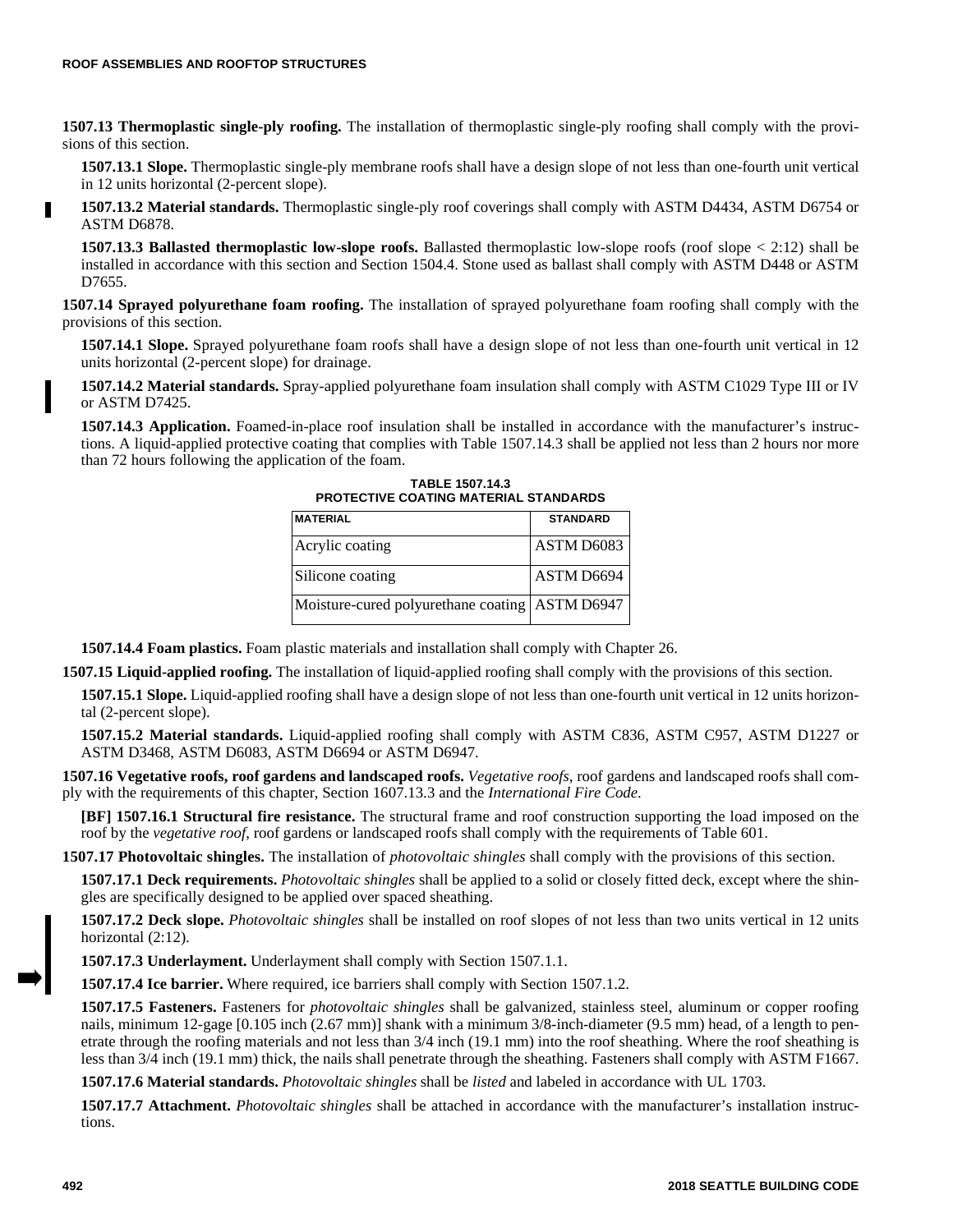**1507.13 Thermoplastic single-ply roofing.** The installation of thermoplastic single-ply roofing shall comply with the provisions of this section.

**1507.13.1 Slope.** Thermoplastic single-ply membrane roofs shall have a design slope of not less than one-fourth unit vertical in 12 units horizontal (2-percent slope).

**1507.13.2 Material standards.** Thermoplastic single-ply roof coverings shall comply with ASTM D4434, ASTM D6754 or ASTM D6878.

**1507.13.3 Ballasted thermoplastic low-slope roofs.** Ballasted thermoplastic low-slope roofs (roof slope < 2:12) shall be installed in accordance with this section and Section 1504.4. Stone used as ballast shall comply with ASTM D448 or ASTM D7655.

**1507.14 Sprayed polyurethane foam roofing.** The installation of sprayed polyurethane foam roofing shall comply with the provisions of this section.

**1507.14.1 Slope.** Sprayed polyurethane foam roofs shall have a design slope of not less than one-fourth unit vertical in 12 units horizontal (2-percent slope) for drainage.

**1507.14.2 Material standards.** Spray-applied polyurethane foam insulation shall comply with ASTM C1029 Type III or IV or ASTM D7425.

**1507.14.3 Application.** Foamed-in-place roof insulation shall be installed in accordance with the manufacturer's instructions. A liquid-applied protective coating that complies with Table 1507.14.3 shall be applied not less than 2 hours nor more than 72 hours following the application of the foam.

**TABLE 1507.14.3**
**PROTECTIVE COATING MATERIAL STANDARDS**

| MATERIAL | STANDARD |
|---|---|
| Acrylic coating | ASTM D6083 |
| Silicone coating | ASTM D6694 |
| Moisture-cured polyurethane coating | ASTM D6947 |

**1507.14.4 Foam plastics.** Foam plastic materials and installation shall comply with Chapter 26.

**1507.15 Liquid-applied roofing.** The installation of liquid-applied roofing shall comply with the provisions of this section.

**1507.15.1 Slope.** Liquid-applied roofing shall have a design slope of not less than one-fourth unit vertical in 12 units horizontal (2-percent slope).

**1507.15.2 Material standards.** Liquid-applied roofing shall comply with ASTM C836, ASTM C957, ASTM D1227 or ASTM D3468, ASTM D6083, ASTM D6694 or ASTM D6947.

**1507.16 Vegetative roofs, roof gardens and landscaped roofs.** *Vegetative roofs*, roof gardens and landscaped roofs shall comply with the requirements of this chapter, Section 1607.13.3 and the *International Fire Code*.

**[BF] 1507.16.1 Structural fire resistance.** The structural frame and roof construction supporting the load imposed on the roof by the *vegetative roof*, roof gardens or landscaped roofs shall comply with the requirements of Table 601.

**1507.17 Photovoltaic shingles.** The installation of *photovoltaic shingles* shall comply with the provisions of this section.

**1507.17.1 Deck requirements.** *Photovoltaic shingles* shall be applied to a solid or closely fitted deck, except where the shingles are specifically designed to be applied over spaced sheathing.

**1507.17.2 Deck slope.** *Photovoltaic shingles* shall be installed on roof slopes of not less than two units vertical in 12 units horizontal (2:12).

**1507.17.3 Underlayment.** Underlayment shall comply with Section 1507.1.1.

**1507.17.4 Ice barrier.** Where required, ice barriers shall comply with Section 1507.1.2.

**1507.17.5 Fasteners.** Fasteners for *photovoltaic shingles* shall be galvanized, stainless steel, aluminum or copper roofing nails, minimum 12-gage [0.105 inch (2.67 mm)] shank with a minimum 3/8-inch-diameter (9.5 mm) head, of a length to penetrate through the roofing materials and not less than 3/4 inch (19.1 mm) into the roof sheathing. Where the roof sheathing is less than 3/4 inch (19.1 mm) thick, the nails shall penetrate through the sheathing. Fasteners shall comply with ASTM F1667.

**1507.17.6 Material standards.** *Photovoltaic shingles* shall be *listed* and labeled in accordance with UL 1703.

**1507.17.7 Attachment.** *Photovoltaic shingles* shall be attached in accordance with the manufacturer's installation instructions.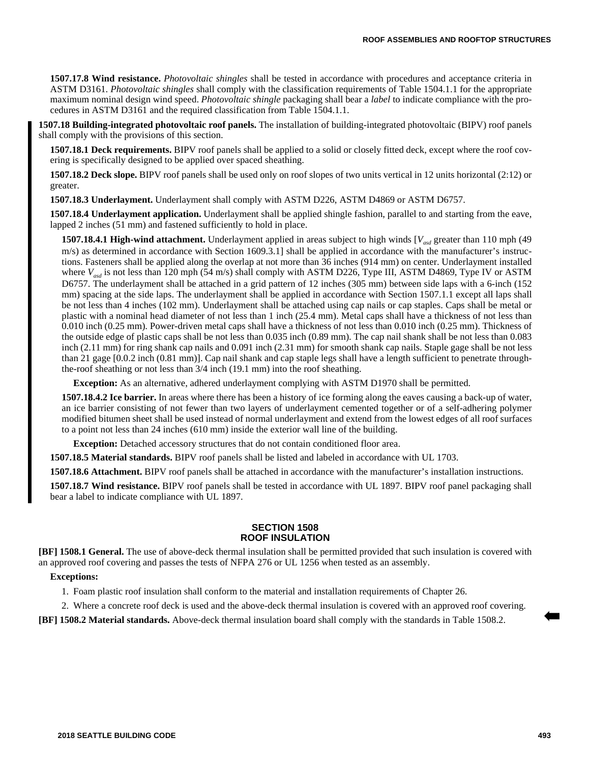**1507.17.8 Wind resistance.** *Photovoltaic shingles* shall be tested in accordance with procedures and acceptance criteria in ASTM D3161. *Photovoltaic shingles* shall comply with the classification requirements of Table 1504.1.1 for the appropriate maximum nominal design wind speed. *Photovoltaic shingle* packaging shall bear a *label* to indicate compliance with the procedures in ASTM D3161 and the required classification from Table 1504.1.1.

**1507.18 Building-integrated photovoltaic roof panels.** The installation of building-integrated photovoltaic (BIPV) roof panels shall comply with the provisions of this section.

**1507.18.1 Deck requirements.** BIPV roof panels shall be applied to a solid or closely fitted deck, except where the roof covering is specifically designed to be applied over spaced sheathing.

**1507.18.2 Deck slope.** BIPV roof panels shall be used only on roof slopes of two units vertical in 12 units horizontal (2:12) or greater.

**1507.18.3 Underlayment.** Underlayment shall comply with ASTM D226, ASTM D4869 or ASTM D6757.

**1507.18.4 Underlayment application.** Underlayment shall be applied shingle fashion, parallel to and starting from the eave, lapped 2 inches (51 mm) and fastened sufficiently to hold in place.

**1507.18.4.1 High-wind attachment.** Underlayment applied in areas subject to high winds [$V_{asd}$ greater than 110 mph (49 m/s) as determined in accordance with Section 1609.3.1] shall be applied in accordance with the manufacturer's instructions. Fasteners shall be applied along the overlap at not more than 36 inches (914 mm) on center. Underlayment installed where $V_{asd}$ is not less than 120 mph (54 m/s) shall comply with ASTM D226, Type III, ASTM D4869, Type IV or ASTM D6757. The underlayment shall be attached in a grid pattern of 12 inches (305 mm) between side laps with a 6-inch (152 mm) spacing at the side laps. The underlayment shall be applied in accordance with Section 1507.1.1 except all laps shall be not less than 4 inches (102 mm). Underlayment shall be attached using cap nails or cap staples. Caps shall be metal or plastic with a nominal head diameter of not less than 1 inch (25.4 mm). Metal caps shall have a thickness of not less than 0.010 inch (0.25 mm). Power-driven metal caps shall have a thickness of not less than 0.010 inch (0.25 mm). Thickness of the outside edge of plastic caps shall be not less than 0.035 inch (0.89 mm). The cap nail shank shall be not less than 0.083 inch (2.11 mm) for ring shank cap nails and 0.091 inch (2.31 mm) for smooth shank cap nails. Staple gage shall be not less than 21 gage [0.0.2 inch (0.81 mm)]. Cap nail shank and cap staple legs shall have a length sufficient to penetrate through-the-roof sheathing or not less than 3/4 inch (19.1 mm) into the roof sheathing.

**Exception:** As an alternative, adhered underlayment complying with ASTM D1970 shall be permitted.

**1507.18.4.2 Ice barrier.** In areas where there has been a history of ice forming along the eaves causing a back-up of water, an ice barrier consisting of not fewer than two layers of underlayment cemented together or of a self-adhering polymer modified bitumen sheet shall be used instead of normal underlayment and extend from the lowest edges of all roof surfaces to a point not less than 24 inches (610 mm) inside the exterior wall line of the building.

**Exception:** Detached accessory structures that do not contain conditioned floor area.

**1507.18.5 Material standards.** BIPV roof panels shall be listed and labeled in accordance with UL 1703.

**1507.18.6 Attachment.** BIPV roof panels shall be attached in accordance with the manufacturer's installation instructions.

**1507.18.7 Wind resistance.** BIPV roof panels shall be tested in accordance with UL 1897. BIPV roof panel packaging shall bear a label to indicate compliance with UL 1897.

## SECTION 1508
## ROOF INSULATION

**[BF] 1508.1 General.** The use of above-deck thermal insulation shall be permitted provided that such insulation is covered with an approved roof covering and passes the tests of NFPA 276 or UL 1256 when tested as an assembly.

**Exceptions:**

1. Foam plastic roof insulation shall conform to the material and installation requirements of Chapter 26.
2. Where a concrete roof deck is used and the above-deck thermal insulation is covered with an approved roof covering.

**[BF] 1508.2 Material standards.** Above-deck thermal insulation board shall comply with the standards in Table 1508.2.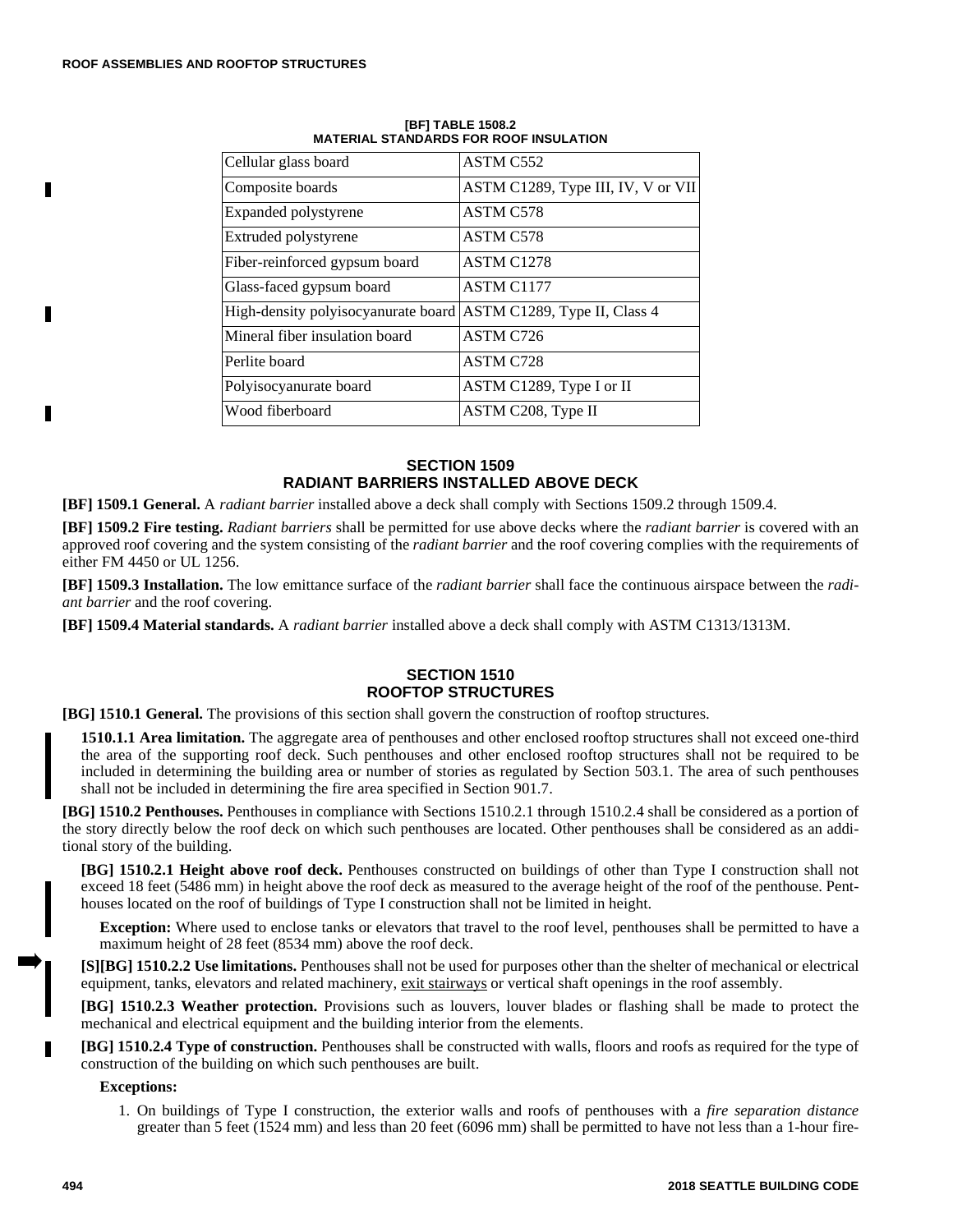**[BF] TABLE 1508.2**
**MATERIAL STANDARDS FOR ROOF INSULATION**

| | |
|---|---|
| Cellular glass board | ASTM C552 |
| Composite boards | ASTM C1289, Type III, IV, V or VII |
| Expanded polystyrene | ASTM C578 |
| Extruded polystyrene | ASTM C578 |
| Fiber-reinforced gypsum board | ASTM C1278 |
| Glass-faced gypsum board | ASTM C1177 |
| High-density polyisocyanurate board | ASTM C1289, Type II, Class 4 |
| Mineral fiber insulation board | ASTM C726 |
| Perlite board | ASTM C728 |
| Polyisocyanurate board | ASTM C1289, Type I or II |
| Wood fiberboard | ASTM C208, Type II |

## SECTION 1509
## RADIANT BARRIERS INSTALLED ABOVE DECK

**[BF] 1509.1 General.** A *radiant barrier* installed above a deck shall comply with Sections 1509.2 through 1509.4.

**[BF] 1509.2 Fire testing.** *Radiant barriers* shall be permitted for use above decks where the *radiant barrier* is covered with an approved roof covering and the system consisting of the *radiant barrier* and the roof covering complies with the requirements of either FM 4450 or UL 1256.

**[BF] 1509.3 Installation.** The low emittance surface of the *radiant barrier* shall face the continuous airspace between the *radiant barrier* and the roof covering.

**[BF] 1509.4 Material standards.** A *radiant barrier* installed above a deck shall comply with ASTM C1313/1313M.

## SECTION 1510
## ROOFTOP STRUCTURES

**[BG] 1510.1 General.** The provisions of this section shall govern the construction of rooftop structures.

**1510.1.1 Area limitation.** The aggregate area of penthouses and other enclosed rooftop structures shall not exceed one-third the area of the supporting roof deck. Such penthouses and other enclosed rooftop structures shall not be required to be included in determining the building area or number of stories as regulated by Section 503.1. The area of such penthouses shall not be included in determining the fire area specified in Section 901.7.

**[BG] 1510.2 Penthouses.** Penthouses in compliance with Sections 1510.2.1 through 1510.2.4 shall be considered as a portion of the story directly below the roof deck on which such penthouses are located. Other penthouses shall be considered as an additional story of the building.

**[BG] 1510.2.1 Height above roof deck.** Penthouses constructed on buildings of other than Type I construction shall not exceed 18 feet (5486 mm) in height above the roof deck as measured to the average height of the roof of the penthouse. Penthouses located on the roof of buildings of Type I construction shall not be limited in height.

**Exception:** Where used to enclose tanks or elevators that travel to the roof level, penthouses shall be permitted to have a maximum height of 28 feet (8534 mm) above the roof deck.

**[S][BG] 1510.2.2 Use limitations.** Penthouses shall not be used for purposes other than the shelter of mechanical or electrical equipment, tanks, elevators and related machinery, exit stairways or vertical shaft openings in the roof assembly.

**[BG] 1510.2.3 Weather protection.** Provisions such as louvers, louver blades or flashing shall be made to protect the mechanical and electrical equipment and the building interior from the elements.

**[BG] 1510.2.4 Type of construction.** Penthouses shall be constructed with walls, floors and roofs as required for the type of construction of the building on which such penthouses are built.

**Exceptions:**

1. On buildings of Type I construction, the exterior walls and roofs of penthouses with a *fire separation distance* greater than 5 feet (1524 mm) and less than 20 feet (6096 mm) shall be permitted to have not less than a 1-hour fire-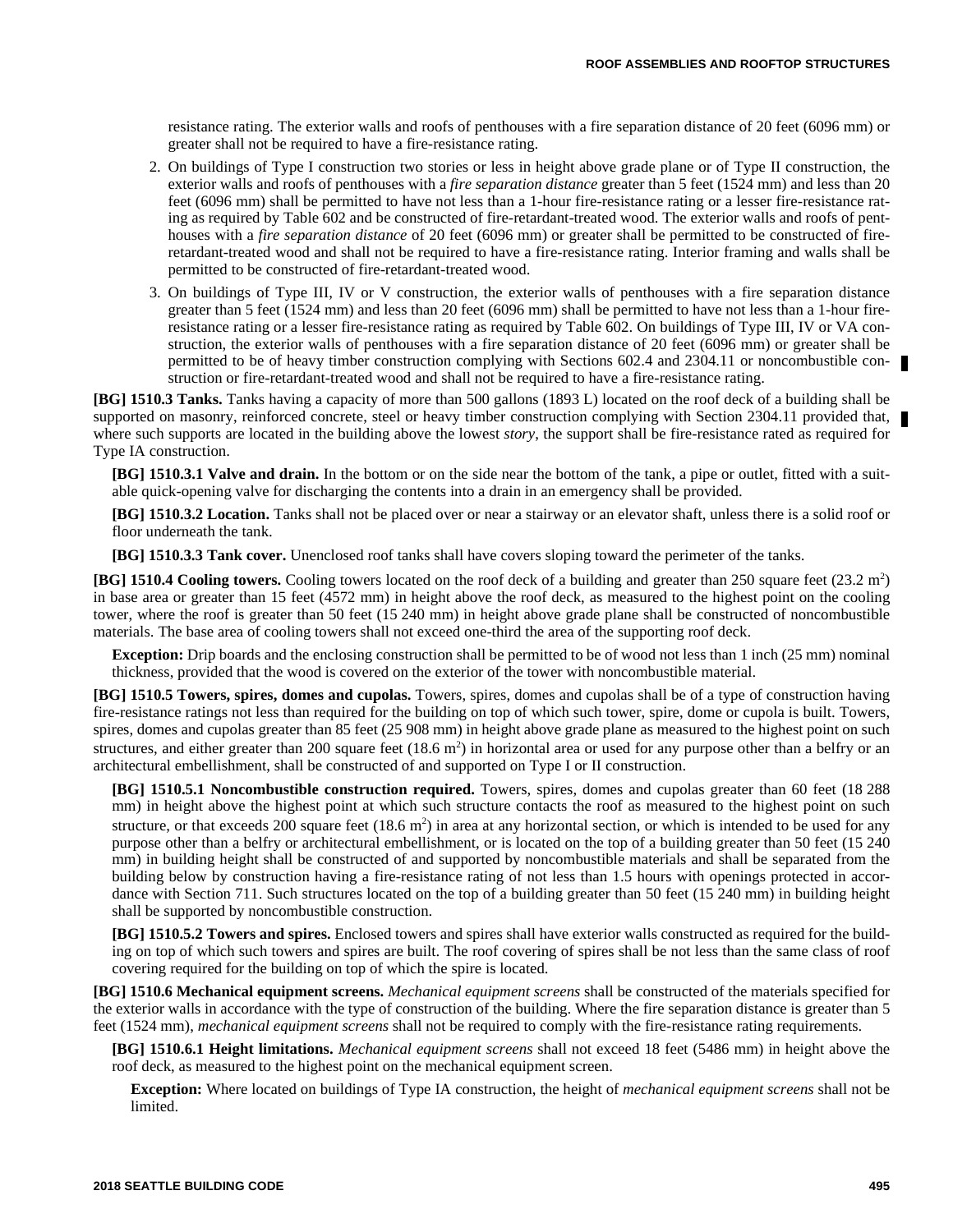resistance rating. The exterior walls and roofs of penthouses with a fire separation distance of 20 feet (6096 mm) or greater shall not be required to have a fire-resistance rating.

2. On buildings of Type I construction two stories or less in height above grade plane or of Type II construction, the exterior walls and roofs of penthouses with a *fire separation distance* greater than 5 feet (1524 mm) and less than 20 feet (6096 mm) shall be permitted to have not less than a 1-hour fire-resistance rating or a lesser fire-resistance rating as required by Table 602 and be constructed of fire-retardant-treated wood. The exterior walls and roofs of penthouses with a *fire separation distance* of 20 feet (6096 mm) or greater shall be permitted to be constructed of fire-retardant-treated wood and shall not be required to have a fire-resistance rating. Interior framing and walls shall be permitted to be constructed of fire-retardant-treated wood.

3. On buildings of Type III, IV or V construction, the exterior walls of penthouses with a fire separation distance greater than 5 feet (1524 mm) and less than 20 feet (6096 mm) shall be permitted to have not less than a 1-hour fire-resistance rating or a lesser fire-resistance rating as required by Table 602. On buildings of Type III, IV or VA construction, the exterior walls of penthouses with a fire separation distance of 20 feet (6096 mm) or greater shall be permitted to be of heavy timber construction complying with Sections 602.4 and 2304.11 or noncombustible construction or fire-retardant-treated wood and shall not be required to have a fire-resistance rating.

**[BG] 1510.3 Tanks.** Tanks having a capacity of more than 500 gallons (1893 L) located on the roof deck of a building shall be supported on masonry, reinforced concrete, steel or heavy timber construction complying with Section 2304.11 provided that, where such supports are located in the building above the lowest *story*, the support shall be fire-resistance rated as required for Type IA construction.

**[BG] 1510.3.1 Valve and drain.** In the bottom or on the side near the bottom of the tank, a pipe or outlet, fitted with a suitable quick-opening valve for discharging the contents into a drain in an emergency shall be provided.

**[BG] 1510.3.2 Location.** Tanks shall not be placed over or near a stairway or an elevator shaft, unless there is a solid roof or floor underneath the tank.

**[BG] 1510.3.3 Tank cover.** Unenclosed roof tanks shall have covers sloping toward the perimeter of the tanks.

**[BG] 1510.4 Cooling towers.** Cooling towers located on the roof deck of a building and greater than 250 square feet (23.2 $m^2$) in base area or greater than 15 feet (4572 mm) in height above the roof deck, as measured to the highest point on the cooling tower, where the roof is greater than 50 feet (15 240 mm) in height above grade plane shall be constructed of noncombustible materials. The base area of cooling towers shall not exceed one-third the area of the supporting roof deck.

**Exception:** Drip boards and the enclosing construction shall be permitted to be of wood not less than 1 inch (25 mm) nominal thickness, provided that the wood is covered on the exterior of the tower with noncombustible material.

**[BG] 1510.5 Towers, spires, domes and cupolas.** Towers, spires, domes and cupolas shall be of a type of construction having fire-resistance ratings not less than required for the building on top of which such tower, spire, dome or cupola is built. Towers, spires, domes and cupolas greater than 85 feet (25 908 mm) in height above grade plane as measured to the highest point on such structures, and either greater than 200 square feet (18.6 $m^2$) in horizontal area or used for any purpose other than a belfry or an architectural embellishment, shall be constructed of and supported on Type I or II construction.

**[BG] 1510.5.1 Noncombustible construction required.** Towers, spires, domes and cupolas greater than 60 feet (18 288 mm) in height above the highest point at which such structure contacts the roof as measured to the highest point on such structure, or that exceeds 200 square feet (18.6 $m^2$) in area at any horizontal section, or which is intended to be used for any purpose other than a belfry or architectural embellishment, or is located on the top of a building greater than 50 feet (15 240 mm) in building height shall be constructed of and supported by noncombustible materials and shall be separated from the building below by construction having a fire-resistance rating of not less than 1.5 hours with openings protected in accordance with Section 711. Such structures located on the top of a building greater than 50 feet (15 240 mm) in building height shall be supported by noncombustible construction.

**[BG] 1510.5.2 Towers and spires.** Enclosed towers and spires shall have exterior walls constructed as required for the building on top of which such towers and spires are built. The roof covering of spires shall be not less than the same class of roof covering required for the building on top of which the spire is located.

**[BG] 1510.6 Mechanical equipment screens.** *Mechanical equipment screens* shall be constructed of the materials specified for the exterior walls in accordance with the type of construction of the building. Where the fire separation distance is greater than 5 feet (1524 mm), *mechanical equipment screens* shall not be required to comply with the fire-resistance rating requirements.

**[BG] 1510.6.1 Height limitations.** *Mechanical equipment screens* shall not exceed 18 feet (5486 mm) in height above the roof deck, as measured to the highest point on the mechanical equipment screen.

**Exception:** Where located on buildings of Type IA construction, the height of *mechanical equipment screens* shall not be limited.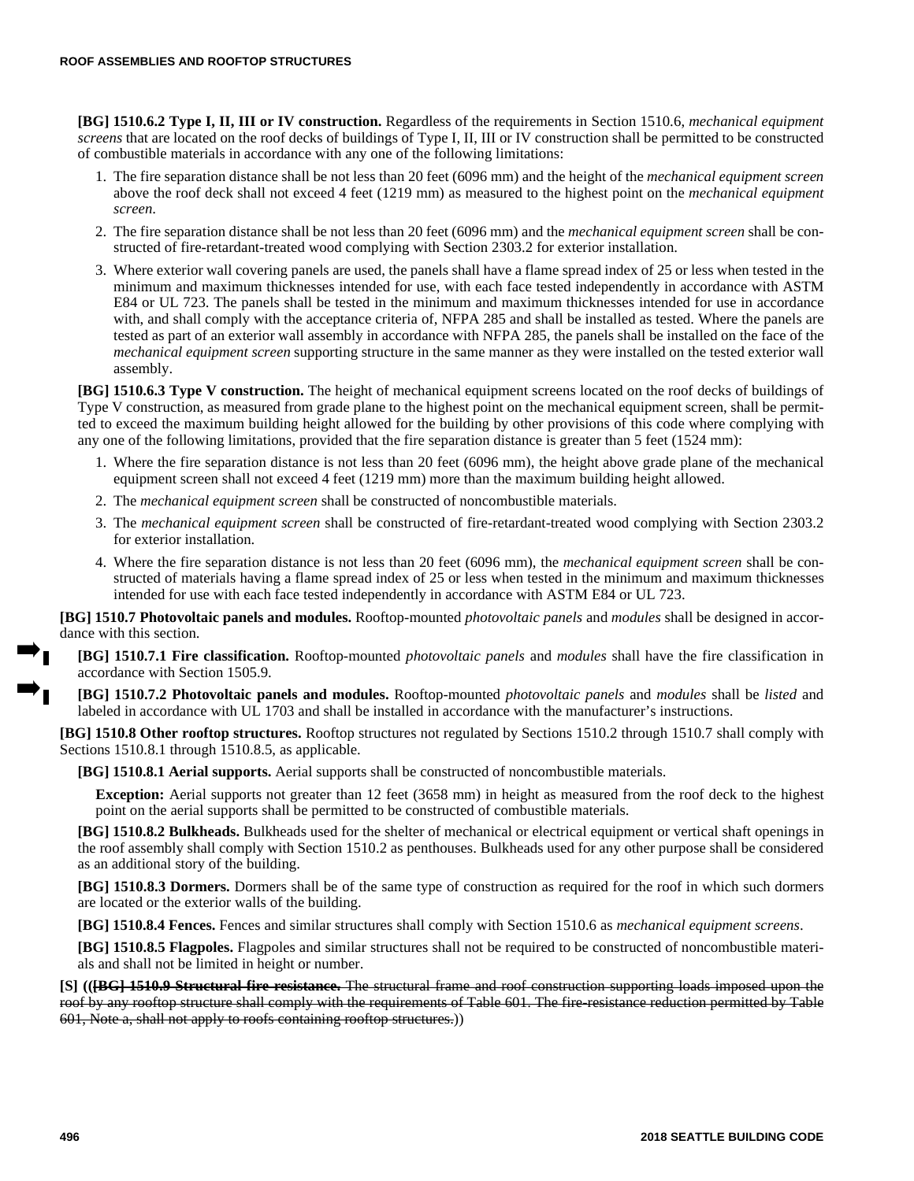**[BG] 1510.6.2 Type I, II, III or IV construction.** Regardless of the requirements in Section 1510.6, *mechanical equipment screens* that are located on the roof decks of buildings of Type I, II, III or IV construction shall be permitted to be constructed of combustible materials in accordance with any one of the following limitations:

1. The fire separation distance shall be not less than 20 feet (6096 mm) and the height of the *mechanical equipment screen* above the roof deck shall not exceed 4 feet (1219 mm) as measured to the highest point on the *mechanical equipment screen.*
2. The fire separation distance shall be not less than 20 feet (6096 mm) and the *mechanical equipment screen* shall be constructed of fire-retardant-treated wood complying with Section 2303.2 for exterior installation.
3. Where exterior wall covering panels are used, the panels shall have a flame spread index of 25 or less when tested in the minimum and maximum thicknesses intended for use, with each face tested independently in accordance with ASTM E84 or UL 723. The panels shall be tested in the minimum and maximum thicknesses intended for use in accordance with, and shall comply with the acceptance criteria of, NFPA 285 and shall be installed as tested. Where the panels are tested as part of an exterior wall assembly in accordance with NFPA 285, the panels shall be installed on the face of the *mechanical equipment screen* supporting structure in the same manner as they were installed on the tested exterior wall assembly.

**[BG] 1510.6.3 Type V construction.** The height of mechanical equipment screens located on the roof decks of buildings of Type V construction, as measured from grade plane to the highest point on the mechanical equipment screen, shall be permitted to exceed the maximum building height allowed for the building by other provisions of this code where complying with any one of the following limitations, provided that the fire separation distance is greater than 5 feet (1524 mm):

1. Where the fire separation distance is not less than 20 feet (6096 mm), the height above grade plane of the mechanical equipment screen shall not exceed 4 feet (1219 mm) more than the maximum building height allowed.
2. The *mechanical equipment screen* shall be constructed of noncombustible materials.
3. The *mechanical equipment screen* shall be constructed of fire-retardant-treated wood complying with Section 2303.2 for exterior installation.
4. Where the fire separation distance is not less than 20 feet (6096 mm), the *mechanical equipment screen* shall be constructed of materials having a flame spread index of 25 or less when tested in the minimum and maximum thicknesses intended for use with each face tested independently in accordance with ASTM E84 or UL 723.

**[BG] 1510.7 Photovoltaic panels and modules.** Rooftop-mounted *photovoltaic panels* and *modules* shall be designed in accordance with this section.

**[BG] 1510.7.1 Fire classification.** Rooftop-mounted *photovoltaic panels* and *modules* shall have the fire classification in accordance with Section 1505.9.

**[BG] 1510.7.2 Photovoltaic panels and modules.** Rooftop-mounted *photovoltaic panels* and *modules* shall be *listed* and labeled in accordance with UL 1703 and shall be installed in accordance with the manufacturer's instructions.

**[BG] 1510.8 Other rooftop structures.** Rooftop structures not regulated by Sections 1510.2 through 1510.7 shall comply with Sections 1510.8.1 through 1510.8.5, as applicable.

**[BG] 1510.8.1 Aerial supports.** Aerial supports shall be constructed of noncombustible materials.

**Exception:** Aerial supports not greater than 12 feet (3658 mm) in height as measured from the roof deck to the highest point on the aerial supports shall be permitted to be constructed of combustible materials.

**[BG] 1510.8.2 Bulkheads.** Bulkheads used for the shelter of mechanical or electrical equipment or vertical shaft openings in the roof assembly shall comply with Section 1510.2 as penthouses. Bulkheads used for any other purpose shall be considered as an additional story of the building.

**[BG] 1510.8.3 Dormers.** Dormers shall be of the same type of construction as required for the roof in which such dormers are located or the exterior walls of the building.

**[BG] 1510.8.4 Fences.** Fences and similar structures shall comply with Section 1510.6 as *mechanical equipment screens*.

**[BG] 1510.8.5 Flagpoles.** Flagpoles and similar structures shall not be required to be constructed of noncombustible materials and shall not be limited in height or number.

**[S] ((~~[BG] 1510.9 Structural fire resistance.~~** ~~The structural frame and roof construction supporting loads imposed upon the roof by any rooftop structure shall comply with the requirements of Table 601. The fire-resistance reduction permitted by Table 601, Note a, shall not apply to roofs containing rooftop structures.~~))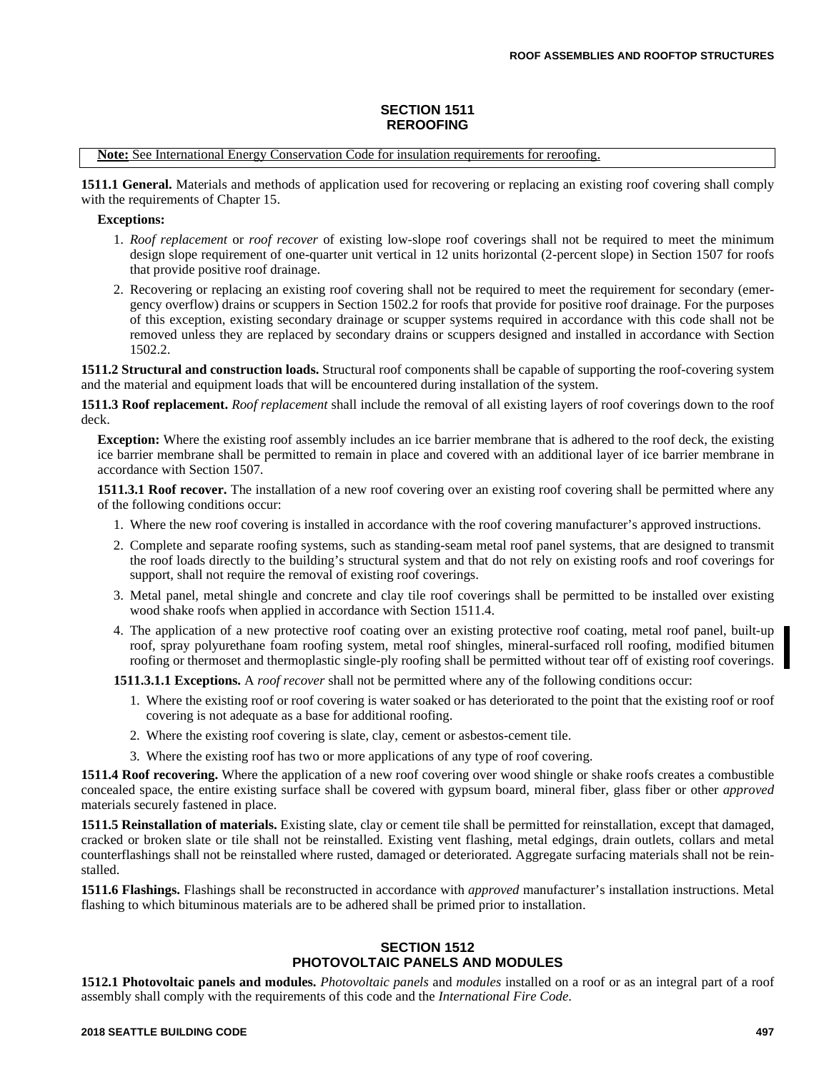## SECTION 1511
## REROOFING

**Note:** See International Energy Conservation Code for insulation requirements for reroofing.

**1511.1 General.** Materials and methods of application used for recovering or replacing an existing roof covering shall comply with the requirements of Chapter 15.

**Exceptions:**

1. *Roof replacement* or *roof recover* of existing low-slope roof coverings shall not be required to meet the minimum design slope requirement of one-quarter unit vertical in 12 units horizontal (2-percent slope) in Section 1507 for roofs that provide positive roof drainage.
2. Recovering or replacing an existing roof covering shall not be required to meet the requirement for secondary (emergency overflow) drains or scuppers in Section 1502.2 for roofs that provide for positive roof drainage. For the purposes of this exception, existing secondary drainage or scupper systems required in accordance with this code shall not be removed unless they are replaced by secondary drains or scuppers designed and installed in accordance with Section 1502.2.

**1511.2 Structural and construction loads.** Structural roof components shall be capable of supporting the roof-covering system and the material and equipment loads that will be encountered during installation of the system.

**1511.3 Roof replacement.** *Roof replacement* shall include the removal of all existing layers of roof coverings down to the roof deck.

**Exception:** Where the existing roof assembly includes an ice barrier membrane that is adhered to the roof deck, the existing ice barrier membrane shall be permitted to remain in place and covered with an additional layer of ice barrier membrane in accordance with Section 1507.

**1511.3.1 Roof recover.** The installation of a new roof covering over an existing roof covering shall be permitted where any of the following conditions occur:

1. Where the new roof covering is installed in accordance with the roof covering manufacturer's approved instructions.
2. Complete and separate roofing systems, such as standing-seam metal roof panel systems, that are designed to transmit the roof loads directly to the building's structural system and that do not rely on existing roofs and roof coverings for support, shall not require the removal of existing roof coverings.
3. Metal panel, metal shingle and concrete and clay tile roof coverings shall be permitted to be installed over existing wood shake roofs when applied in accordance with Section 1511.4.
4. The application of a new protective roof coating over an existing protective roof coating, metal roof panel, built-up roof, spray polyurethane foam roofing system, metal roof shingles, mineral-surfaced roll roofing, modified bitumen roofing or thermoset and thermoplastic single-ply roofing shall be permitted without tear off of existing roof coverings.

**1511.3.1.1 Exceptions.** A *roof recover* shall not be permitted where any of the following conditions occur:

1. Where the existing roof or roof covering is water soaked or has deteriorated to the point that the existing roof or roof covering is not adequate as a base for additional roofing.
2. Where the existing roof covering is slate, clay, cement or asbestos-cement tile.
3. Where the existing roof has two or more applications of any type of roof covering.

**1511.4 Roof recovering.** Where the application of a new roof covering over wood shingle or shake roofs creates a combustible concealed space, the entire existing surface shall be covered with gypsum board, mineral fiber, glass fiber or other *approved* materials securely fastened in place.

**1511.5 Reinstallation of materials.** Existing slate, clay or cement tile shall be permitted for reinstallation, except that damaged, cracked or broken slate or tile shall not be reinstalled. Existing vent flashing, metal edgings, drain outlets, collars and metal counterflashings shall not be reinstalled where rusted, damaged or deteriorated. Aggregate surfacing materials shall not be reinstalled.

**1511.6 Flashings.** Flashings shall be reconstructed in accordance with *approved* manufacturer's installation instructions. Metal flashing to which bituminous materials are to be adhered shall be primed prior to installation.

## SECTION 1512
## PHOTOVOLTAIC PANELS AND MODULES

**1512.1 Photovoltaic panels and modules.** *Photovoltaic panels* and *modules* installed on a roof or as an integral part of a roof assembly shall comply with the requirements of this code and the *International Fire Code*.